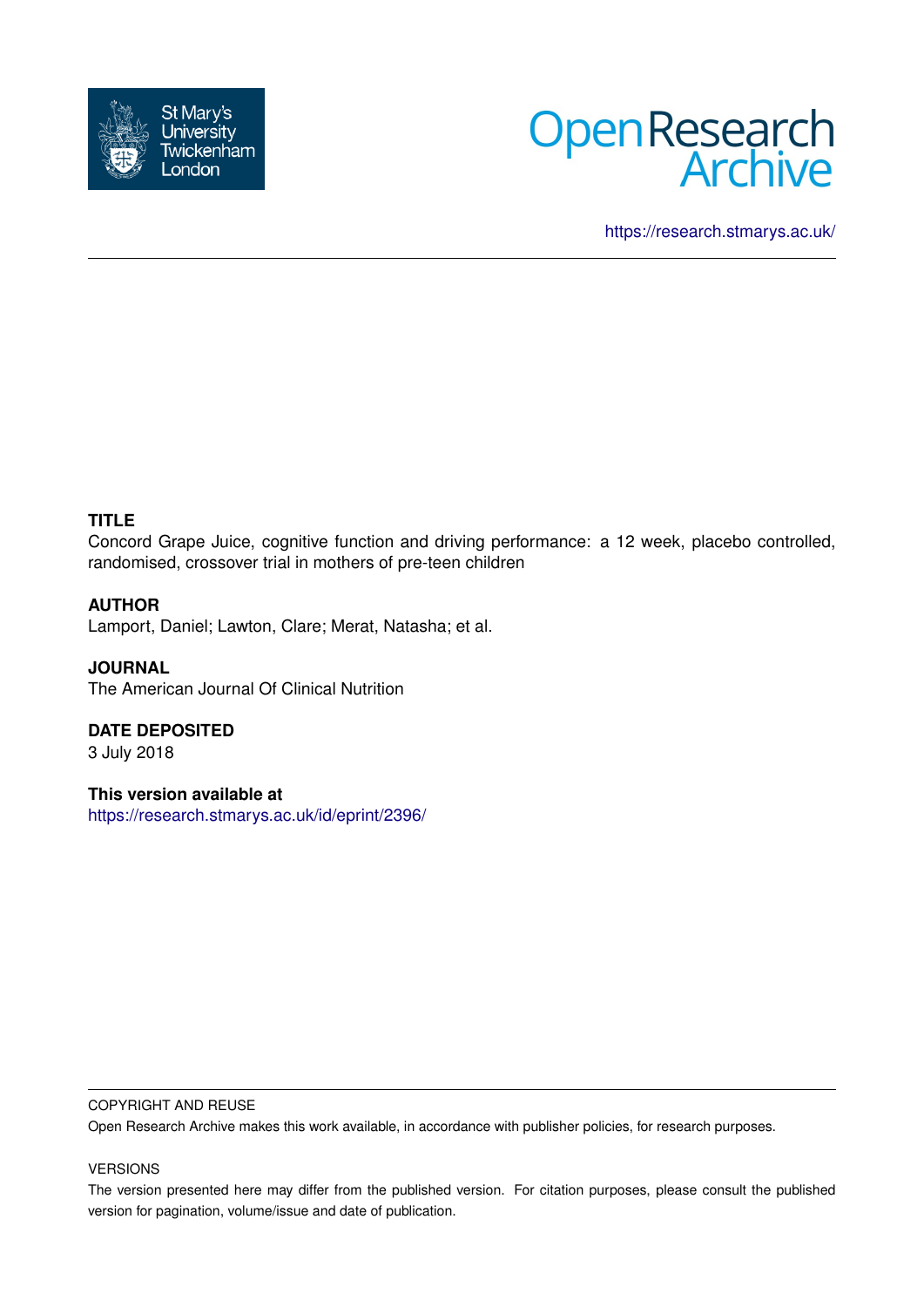https://research.stmarys.ac.uk/

**TITLE**

Concord Grape Juice, cognitive function and driving performance: a 12 week, placebo controlled, randomised, crossover trial in mothers of pre-teen children

**AUTHOR**

Lamport, Daniel; Lawton, Clare; Merat, Natasha; et al.

**JOURNAL**

The American Journal Of Clinical Nutrition

**DATE DEPOSITED**

3 July 2018

**This version available at**

https://research.stmarys.ac.uk/id/eprint/2396/

COPYRIGHT AND REUSE

Open Research Archive makes this work available, in accordance with publisher policies, for research purposes.

VERSIONS

The version presented here may differ from the published version. For citation purposes, please consult the published version for pagination, volume/issue and date of publication.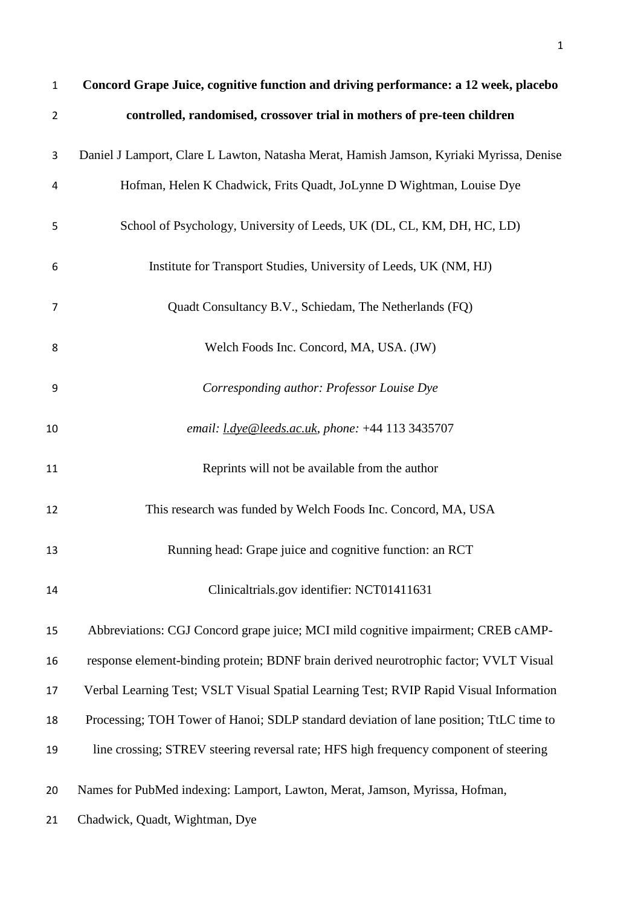# Concord Grape Juice, cognitive function and driving performance: a 12 week, placebo controlled, randomised, crossover trial in mothers of pre-teen children

Daniel J Lamport, Clare L Lawton, Natasha Merat, Hamish Jamson, Kyriaki Myrissa, Denise Hofman, Helen K Chadwick, Frits Quadt, JoLynne D Wightman, Louise Dye

School of Psychology, University of Leeds, UK (DL, CL, KM, DH, HC, LD)

Institute for Transport Studies, University of Leeds, UK (NM, HJ)

Quadt Consultancy B.V., Schiedam, The Netherlands (FQ)

Welch Foods Inc. Concord, MA, USA. (JW)

*Corresponding author: Professor Louise Dye*

*email:* l.dye@leeds.ac.uk, *phone:* +44 113 3435707

Reprints will not be available from the author

This research was funded by Welch Foods Inc. Concord, MA, USA

Running head: Grape juice and cognitive function: an RCT

Clinicaltrials.gov identifier: NCT01411631

Abbreviations: CGJ Concord grape juice; MCI mild cognitive impairment; CREB cAMP-response element-binding protein; BDNF brain derived neurotrophic factor; VVLT Visual Verbal Learning Test; VSLT Visual Spatial Learning Test; RVIP Rapid Visual Information Processing; TOH Tower of Hanoi; SDLP standard deviation of lane position; TtLC time to line crossing; STREV steering reversal rate; HFS high frequency component of steering

Names for PubMed indexing: Lamport, Lawton, Merat, Jamson, Myrissa, Hofman, Chadwick, Quadt, Wightman, Dye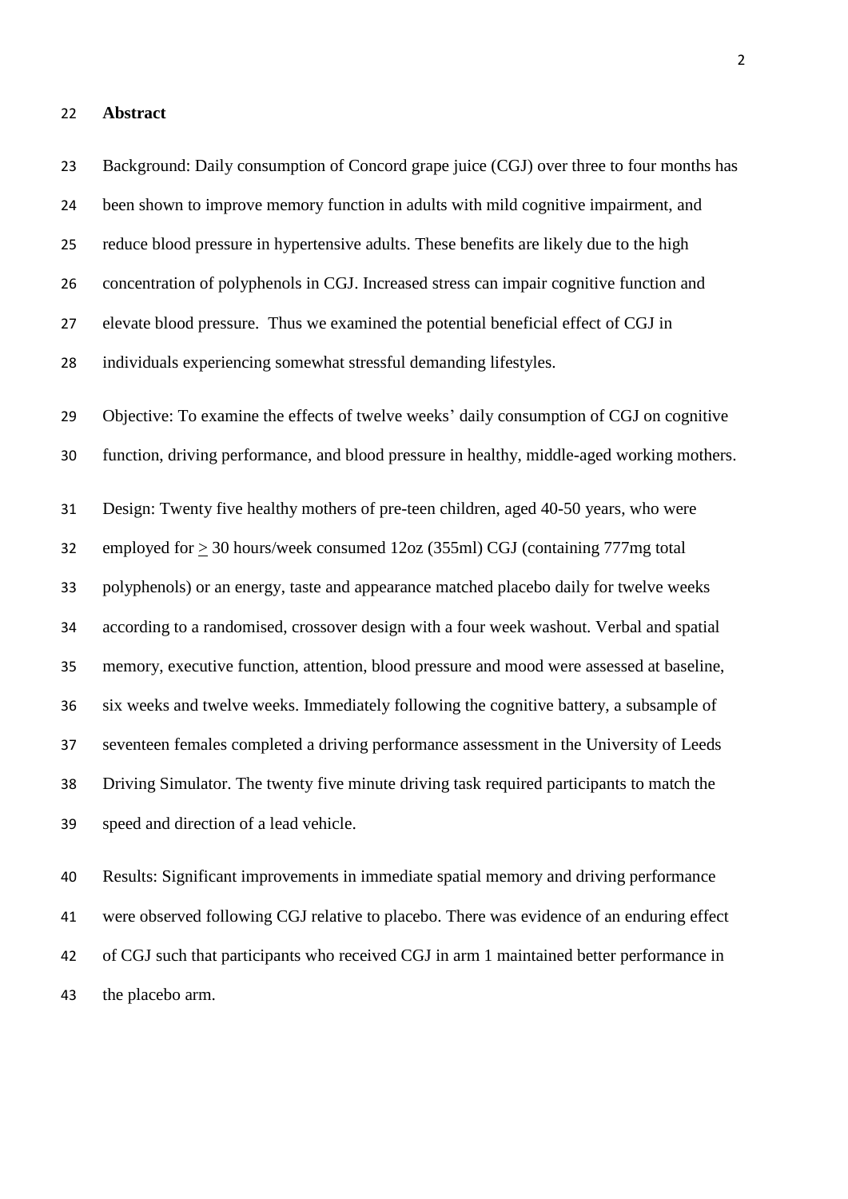## Abstract

Background: Daily consumption of Concord grape juice (CGJ) over three to four months has been shown to improve memory function in adults with mild cognitive impairment, and reduce blood pressure in hypertensive adults. These benefits are likely due to the high concentration of polyphenols in CGJ. Increased stress can impair cognitive function and elevate blood pressure. Thus we examined the potential beneficial effect of CGJ in individuals experiencing somewhat stressful demanding lifestyles.

Objective: To examine the effects of twelve weeks' daily consumption of CGJ on cognitive function, driving performance, and blood pressure in healthy, middle-aged working mothers.

Design: Twenty five healthy mothers of pre-teen children, aged 40-50 years, who were employed for $\geq$ 30 hours/week consumed 12oz (355ml) CGJ (containing 777mg total polyphenols) or an energy, taste and appearance matched placebo daily for twelve weeks according to a randomised, crossover design with a four week washout. Verbal and spatial memory, executive function, attention, blood pressure and mood were assessed at baseline, six weeks and twelve weeks. Immediately following the cognitive battery, a subsample of seventeen females completed a driving performance assessment in the University of Leeds Driving Simulator. The twenty five minute driving task required participants to match the speed and direction of a lead vehicle.

Results: Significant improvements in immediate spatial memory and driving performance were observed following CGJ relative to placebo. There was evidence of an enduring effect of CGJ such that participants who received CGJ in arm 1 maintained better performance in the placebo arm.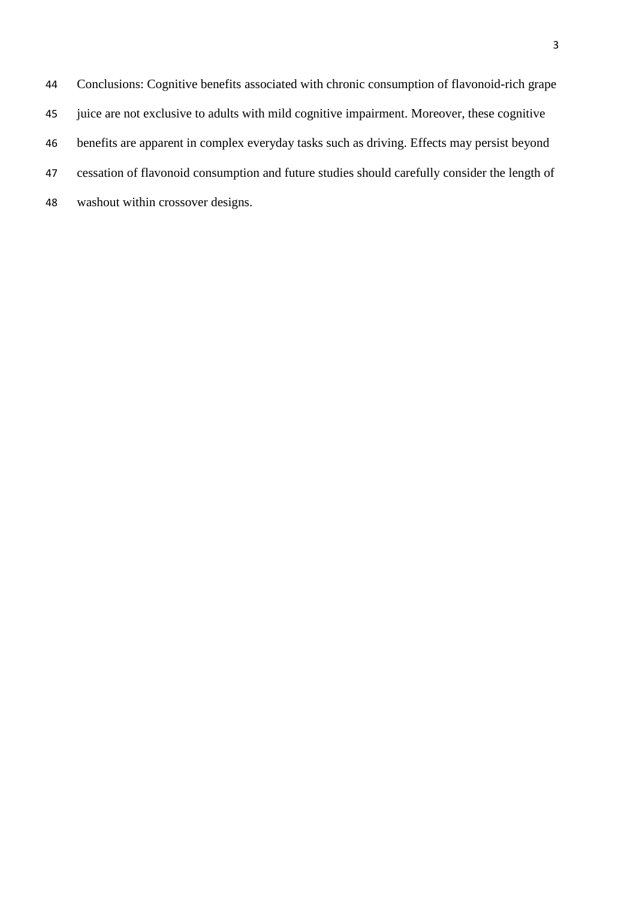Conclusions: Cognitive benefits associated with chronic consumption of flavonoid-rich grape juice are not exclusive to adults with mild cognitive impairment. Moreover, these cognitive benefits are apparent in complex everyday tasks such as driving. Effects may persist beyond cessation of flavonoid consumption and future studies should carefully consider the length of washout within crossover designs.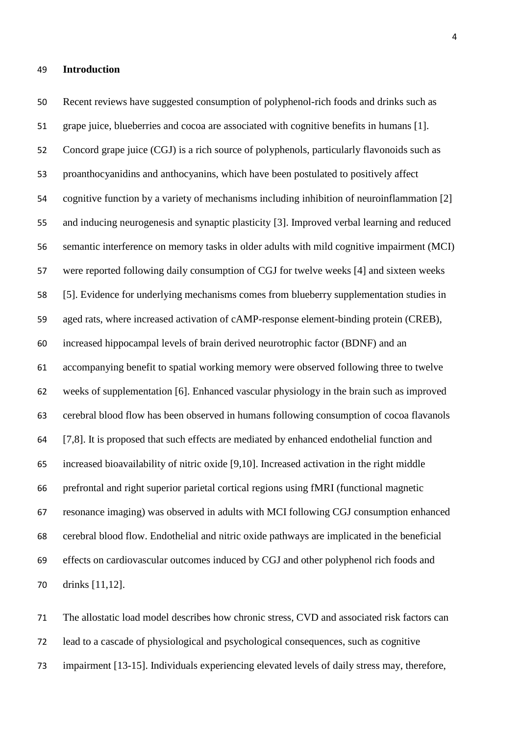## Introduction

Recent reviews have suggested consumption of polyphenol-rich foods and drinks such as grape juice, blueberries and cocoa are associated with cognitive benefits in humans [1]. Concord grape juice (CGJ) is a rich source of polyphenols, particularly flavonoids such as proanthocyanidins and anthocyanins, which have been postulated to positively affect cognitive function by a variety of mechanisms including inhibition of neuroinflammation [2] and inducing neurogenesis and synaptic plasticity [3]. Improved verbal learning and reduced semantic interference on memory tasks in older adults with mild cognitive impairment (MCI) were reported following daily consumption of CGJ for twelve weeks [4] and sixteen weeks [5]. Evidence for underlying mechanisms comes from blueberry supplementation studies in aged rats, where increased activation of cAMP-response element-binding protein (CREB), increased hippocampal levels of brain derived neurotrophic factor (BDNF) and an accompanying benefit to spatial working memory were observed following three to twelve weeks of supplementation [6]. Enhanced vascular physiology in the brain such as improved cerebral blood flow has been observed in humans following consumption of cocoa flavanols [7,8]. It is proposed that such effects are mediated by enhanced endothelial function and increased bioavailability of nitric oxide [9,10]. Increased activation in the right middle prefrontal and right superior parietal cortical regions using fMRI (functional magnetic resonance imaging) was observed in adults with MCI following CGJ consumption enhanced cerebral blood flow. Endothelial and nitric oxide pathways are implicated in the beneficial effects on cardiovascular outcomes induced by CGJ and other polyphenol rich foods and drinks [11,12].

The allostatic load model describes how chronic stress, CVD and associated risk factors can lead to a cascade of physiological and psychological consequences, such as cognitive impairment [13-15]. Individuals experiencing elevated levels of daily stress may, therefore,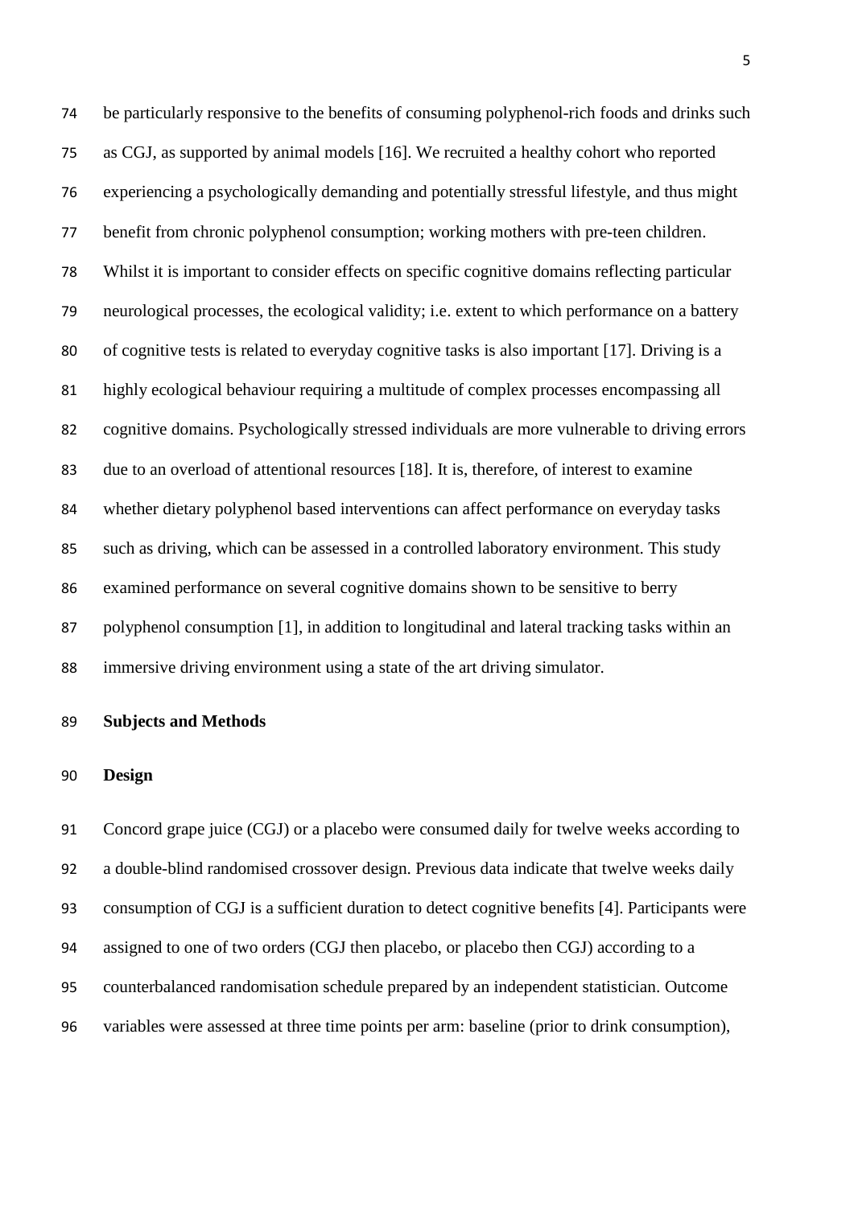be particularly responsive to the benefits of consuming polyphenol-rich foods and drinks such as CGJ, as supported by animal models [16]. We recruited a healthy cohort who reported experiencing a psychologically demanding and potentially stressful lifestyle, and thus might benefit from chronic polyphenol consumption; working mothers with pre-teen children. Whilst it is important to consider effects on specific cognitive domains reflecting particular neurological processes, the ecological validity; i.e. extent to which performance on a battery of cognitive tests is related to everyday cognitive tasks is also important [17]. Driving is a highly ecological behaviour requiring a multitude of complex processes encompassing all cognitive domains. Psychologically stressed individuals are more vulnerable to driving errors due to an overload of attentional resources [18]. It is, therefore, of interest to examine whether dietary polyphenol based interventions can affect performance on everyday tasks such as driving, which can be assessed in a controlled laboratory environment. This study examined performance on several cognitive domains shown to be sensitive to berry polyphenol consumption [1], in addition to longitudinal and lateral tracking tasks within an immersive driving environment using a state of the art driving simulator.

## Subjects and Methods

### Design

Concord grape juice (CGJ) or a placebo were consumed daily for twelve weeks according to a double-blind randomised crossover design. Previous data indicate that twelve weeks daily consumption of CGJ is a sufficient duration to detect cognitive benefits [4]. Participants were assigned to one of two orders (CGJ then placebo, or placebo then CGJ) according to a counterbalanced randomisation schedule prepared by an independent statistician. Outcome variables were assessed at three time points per arm: baseline (prior to drink consumption),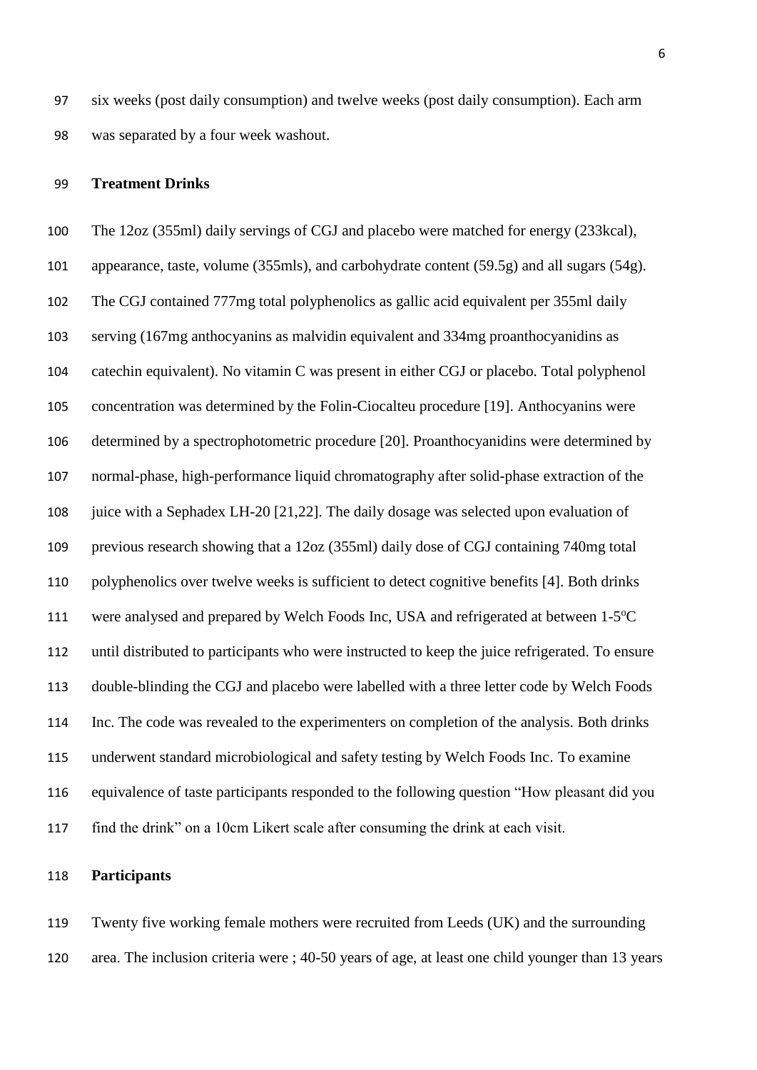six weeks (post daily consumption) and twelve weeks (post daily consumption). Each arm was separated by a four week washout.

**Treatment Drinks**

The 12oz (355ml) daily servings of CGJ and placebo were matched for energy (233kcal), appearance, taste, volume (355mls), and carbohydrate content (59.5g) and all sugars (54g). The CGJ contained 777mg total polyphenolics as gallic acid equivalent per 355ml daily serving (167mg anthocyanins as malvidin equivalent and 334mg proanthocyanidins as catechin equivalent). No vitamin C was present in either CGJ or placebo. Total polyphenol concentration was determined by the Folin-Ciocalteu procedure [19]. Anthocyanins were determined by a spectrophotometric procedure [20]. Proanthocyanidins were determined by normal-phase, high-performance liquid chromatography after solid-phase extraction of the juice with a Sephadex LH-20 [21,22]. The daily dosage was selected upon evaluation of previous research showing that a 12oz (355ml) daily dose of CGJ containing 740mg total polyphenolics over twelve weeks is sufficient to detect cognitive benefits [4]. Both drinks were analysed and prepared by Welch Foods Inc, USA and refrigerated at between 1-5$^{o}$C until distributed to participants who were instructed to keep the juice refrigerated. To ensure double-blinding the CGJ and placebo were labelled with a three letter code by Welch Foods Inc. The code was revealed to the experimenters on completion of the analysis. Both drinks underwent standard microbiological and safety testing by Welch Foods Inc. To examine equivalence of taste participants responded to the following question "How pleasant did you find the drink" on a 10cm Likert scale after consuming the drink at each visit.

**Participants**

Twenty five working female mothers were recruited from Leeds (UK) and the surrounding area. The inclusion criteria were ; 40-50 years of age, at least one child younger than 13 years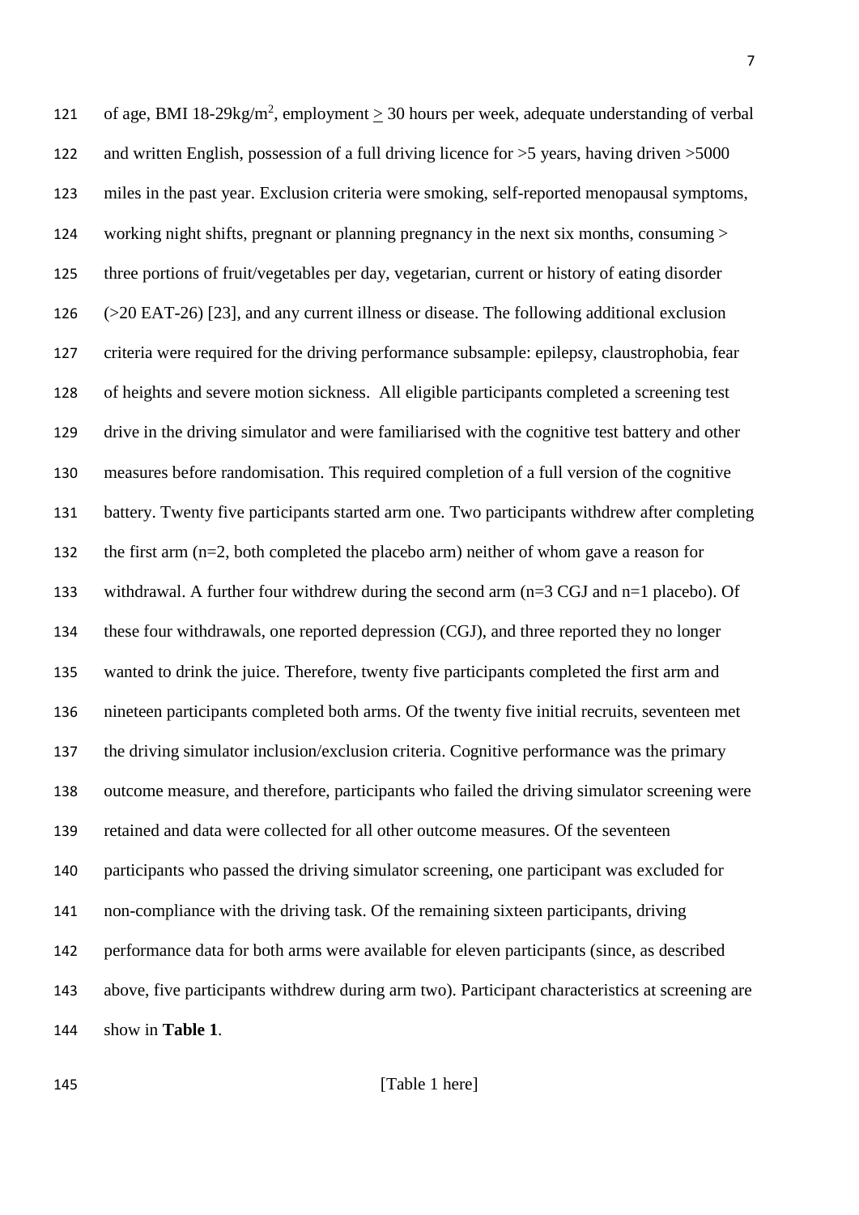of age, BMI 18-29kg/m$^2$, employment $\geq$ 30 hours per week, adequate understanding of verbal and written English, possession of a full driving licence for >5 years, having driven >5000 miles in the past year. Exclusion criteria were smoking, self-reported menopausal symptoms, working night shifts, pregnant or planning pregnancy in the next six months, consuming > three portions of fruit/vegetables per day, vegetarian, current or history of eating disorder (>20 EAT-26) [23], and any current illness or disease. The following additional exclusion criteria were required for the driving performance subsample: epilepsy, claustrophobia, fear of heights and severe motion sickness. All eligible participants completed a screening test drive in the driving simulator and were familiarised with the cognitive test battery and other measures before randomisation. This required completion of a full version of the cognitive battery. Twenty five participants started arm one. Two participants withdrew after completing the first arm (n=2, both completed the placebo arm) neither of whom gave a reason for withdrawal. A further four withdrew during the second arm (n=3 CGJ and n=1 placebo). Of these four withdrawals, one reported depression (CGJ), and three reported they no longer wanted to drink the juice. Therefore, twenty five participants completed the first arm and nineteen participants completed both arms. Of the twenty five initial recruits, seventeen met the driving simulator inclusion/exclusion criteria. Cognitive performance was the primary outcome measure, and therefore, participants who failed the driving simulator screening were retained and data were collected for all other outcome measures. Of the seventeen participants who passed the driving simulator screening, one participant was excluded for non-compliance with the driving task. Of the remaining sixteen participants, driving performance data for both arms were available for eleven participants (since, as described above, five participants withdrew during arm two). Participant characteristics at screening are show in **Table 1**.

[Table 1 here]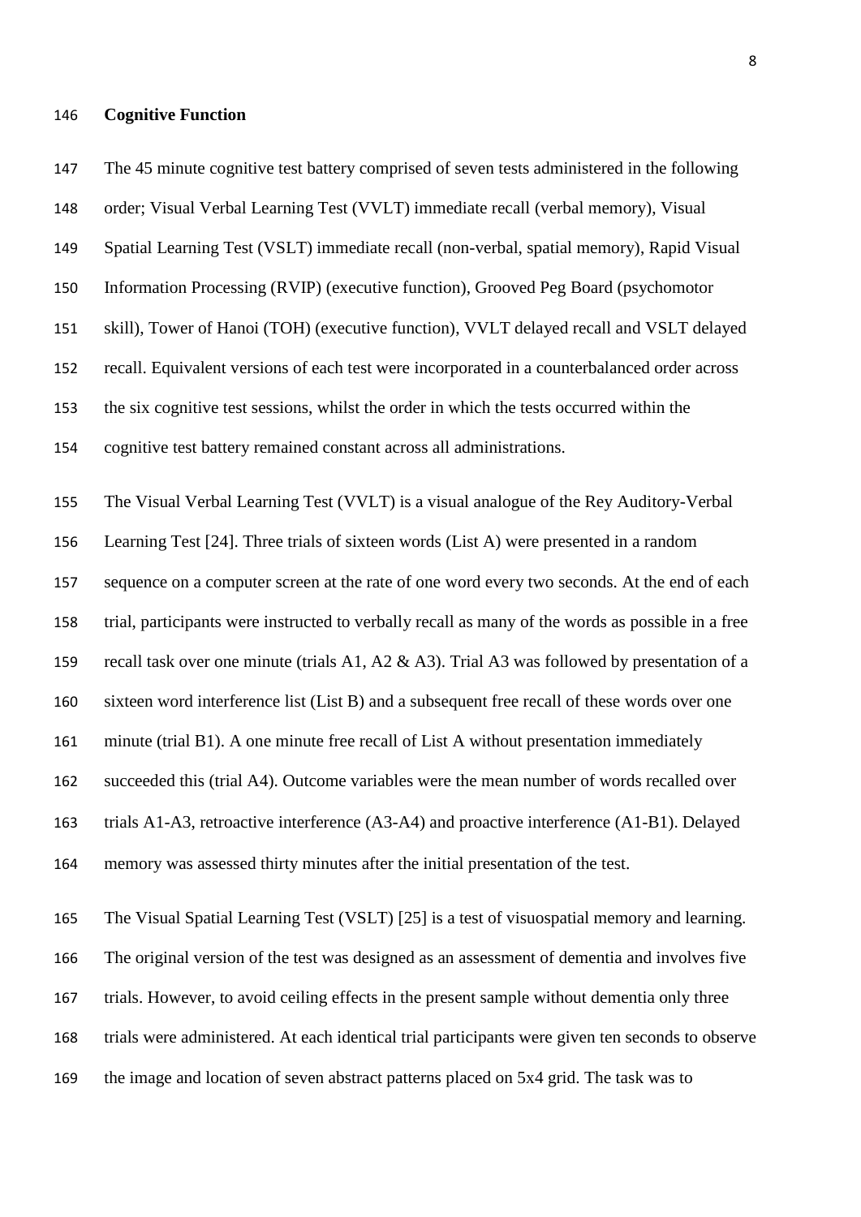**Cognitive Function**

The 45 minute cognitive test battery comprised of seven tests administered in the following order; Visual Verbal Learning Test (VVLT) immediate recall (verbal memory), Visual Spatial Learning Test (VSLT) immediate recall (non-verbal, spatial memory), Rapid Visual Information Processing (RVIP) (executive function), Grooved Peg Board (psychomotor skill), Tower of Hanoi (TOH) (executive function), VVLT delayed recall and VSLT delayed recall. Equivalent versions of each test were incorporated in a counterbalanced order across the six cognitive test sessions, whilst the order in which the tests occurred within the cognitive test battery remained constant across all administrations.

The Visual Verbal Learning Test (VVLT) is a visual analogue of the Rey Auditory-Verbal Learning Test [24]. Three trials of sixteen words (List A) were presented in a random sequence on a computer screen at the rate of one word every two seconds. At the end of each trial, participants were instructed to verbally recall as many of the words as possible in a free recall task over one minute (trials A1, A2 & A3). Trial A3 was followed by presentation of a sixteen word interference list (List B) and a subsequent free recall of these words over one minute (trial B1). A one minute free recall of List A without presentation immediately succeeded this (trial A4). Outcome variables were the mean number of words recalled over trials A1-A3, retroactive interference (A3-A4) and proactive interference (A1-B1). Delayed memory was assessed thirty minutes after the initial presentation of the test.

The Visual Spatial Learning Test (VSLT) [25] is a test of visuospatial memory and learning. The original version of the test was designed as an assessment of dementia and involves five trials. However, to avoid ceiling effects in the present sample without dementia only three trials were administered. At each identical trial participants were given ten seconds to observe the image and location of seven abstract patterns placed on 5x4 grid. The task was to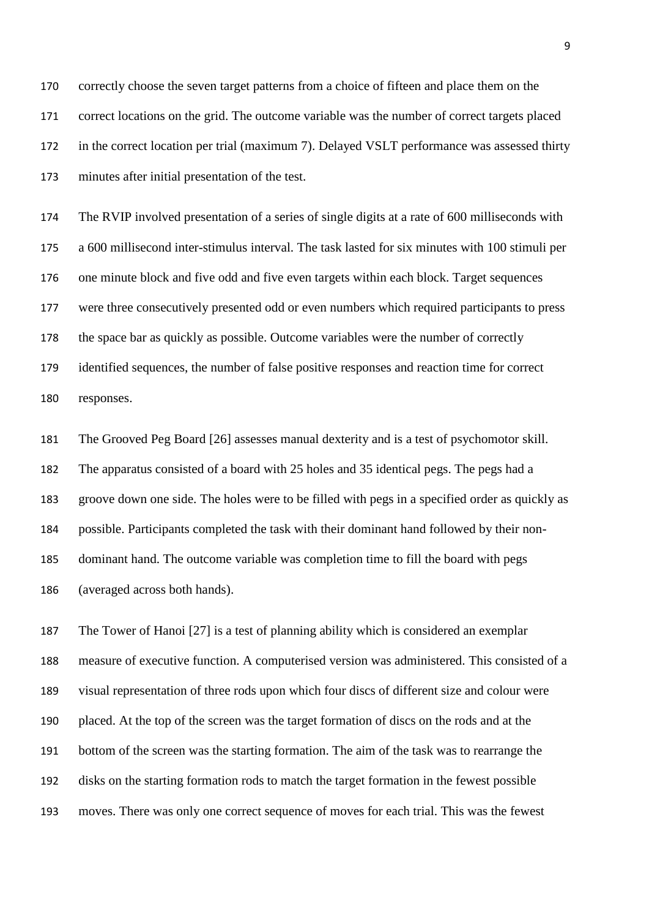correctly choose the seven target patterns from a choice of fifteen and place them on the correct locations on the grid. The outcome variable was the number of correct targets placed in the correct location per trial (maximum 7). Delayed VSLT performance was assessed thirty minutes after initial presentation of the test.

The RVIP involved presentation of a series of single digits at a rate of 600 milliseconds with a 600 millisecond inter-stimulus interval. The task lasted for six minutes with 100 stimuli per one minute block and five odd and five even targets within each block. Target sequences were three consecutively presented odd or even numbers which required participants to press the space bar as quickly as possible. Outcome variables were the number of correctly identified sequences, the number of false positive responses and reaction time for correct responses.

The Grooved Peg Board [26] assesses manual dexterity and is a test of psychomotor skill. The apparatus consisted of a board with 25 holes and 35 identical pegs. The pegs had a groove down one side. The holes were to be filled with pegs in a specified order as quickly as possible. Participants completed the task with their dominant hand followed by their non-dominant hand. The outcome variable was completion time to fill the board with pegs (averaged across both hands).

The Tower of Hanoi [27] is a test of planning ability which is considered an exemplar measure of executive function. A computerised version was administered. This consisted of a visual representation of three rods upon which four discs of different size and colour were placed. At the top of the screen was the target formation of discs on the rods and at the bottom of the screen was the starting formation. The aim of the task was to rearrange the disks on the starting formation rods to match the target formation in the fewest possible moves. There was only one correct sequence of moves for each trial. This was the fewest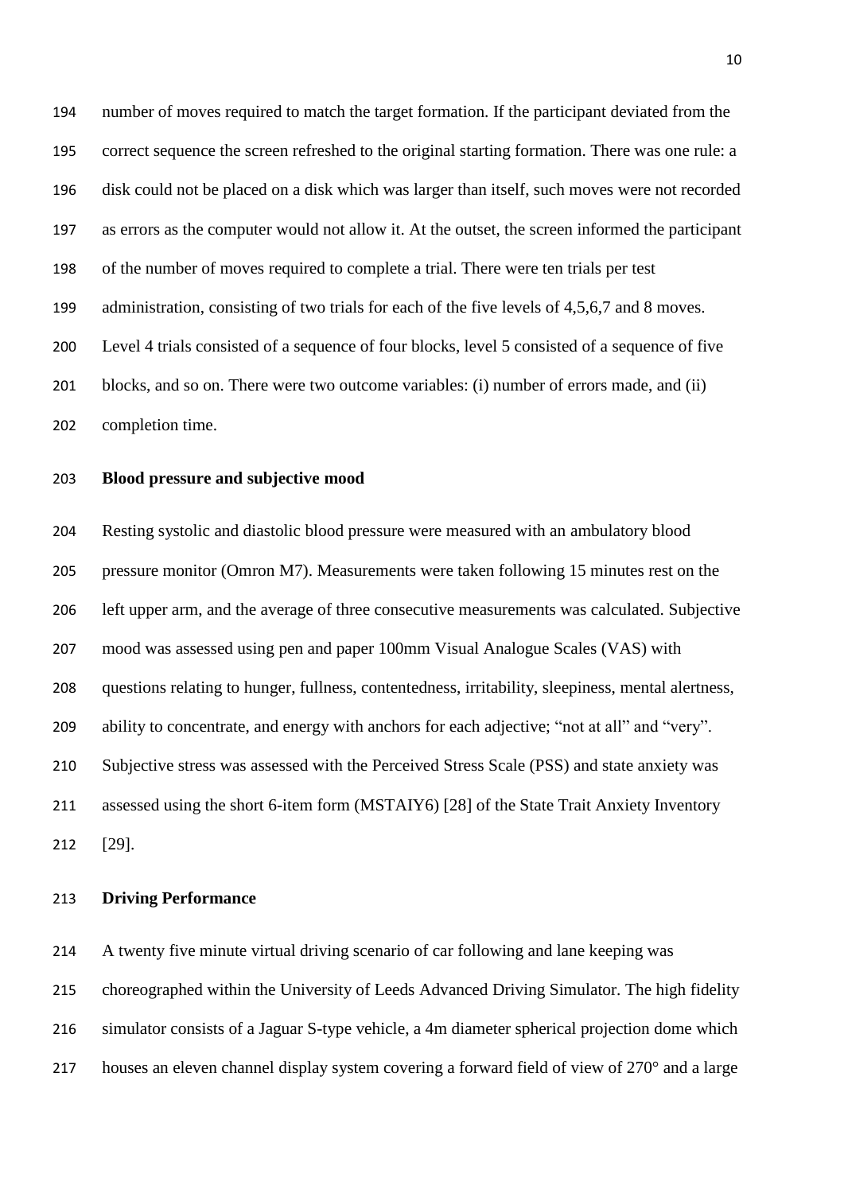number of moves required to match the target formation. If the participant deviated from the correct sequence the screen refreshed to the original starting formation. There was one rule: a disk could not be placed on a disk which was larger than itself, such moves were not recorded as errors as the computer would not allow it. At the outset, the screen informed the participant of the number of moves required to complete a trial. There were ten trials per test administration, consisting of two trials for each of the five levels of 4,5,6,7 and 8 moves. Level 4 trials consisted of a sequence of four blocks, level 5 consisted of a sequence of five blocks, and so on. There were two outcome variables: (i) number of errors made, and (ii) completion time.

**Blood pressure and subjective mood**

Resting systolic and diastolic blood pressure were measured with an ambulatory blood pressure monitor (Omron M7). Measurements were taken following 15 minutes rest on the left upper arm, and the average of three consecutive measurements was calculated. Subjective mood was assessed using pen and paper 100mm Visual Analogue Scales (VAS) with questions relating to hunger, fullness, contentedness, irritability, sleepiness, mental alertness, ability to concentrate, and energy with anchors for each adjective; "not at all" and "very". Subjective stress was assessed with the Perceived Stress Scale (PSS) and state anxiety was assessed using the short 6-item form (MSTAIY6) [28] of the State Trait Anxiety Inventory [29].

**Driving Performance**

A twenty five minute virtual driving scenario of car following and lane keeping was choreographed within the University of Leeds Advanced Driving Simulator. The high fidelity simulator consists of a Jaguar S-type vehicle, a 4m diameter spherical projection dome which houses an eleven channel display system covering a forward field of view of 270° and a large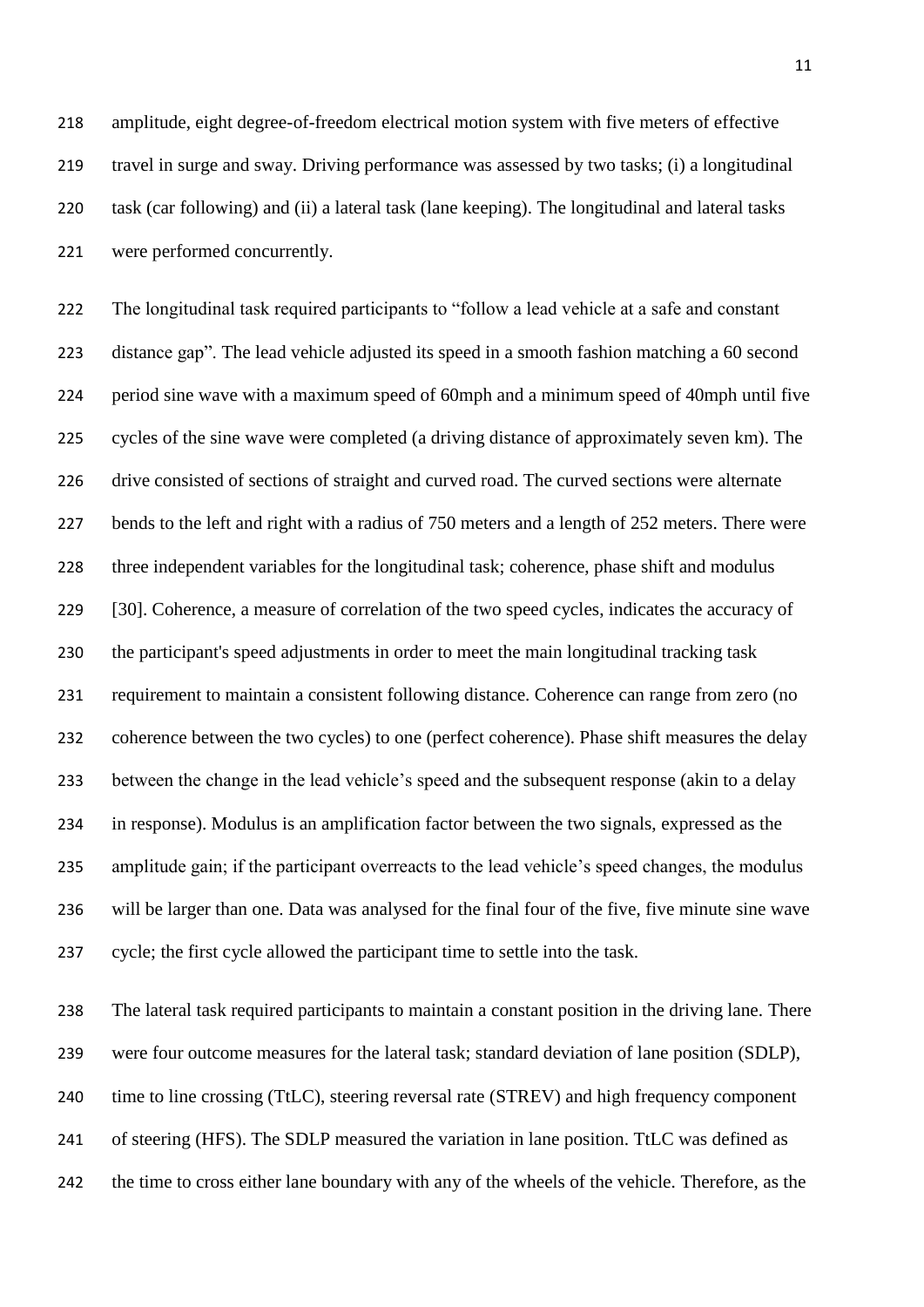amplitude, eight degree-of-freedom electrical motion system with five meters of effective travel in surge and sway. Driving performance was assessed by two tasks; (i) a longitudinal task (car following) and (ii) a lateral task (lane keeping). The longitudinal and lateral tasks were performed concurrently.

The longitudinal task required participants to "follow a lead vehicle at a safe and constant distance gap". The lead vehicle adjusted its speed in a smooth fashion matching a 60 second period sine wave with a maximum speed of 60mph and a minimum speed of 40mph until five cycles of the sine wave were completed (a driving distance of approximately seven km). The drive consisted of sections of straight and curved road. The curved sections were alternate bends to the left and right with a radius of 750 meters and a length of 252 meters. There were three independent variables for the longitudinal task; coherence, phase shift and modulus [30]. Coherence, a measure of correlation of the two speed cycles, indicates the accuracy of the participant's speed adjustments in order to meet the main longitudinal tracking task requirement to maintain a consistent following distance. Coherence can range from zero (no coherence between the two cycles) to one (perfect coherence). Phase shift measures the delay between the change in the lead vehicle's speed and the subsequent response (akin to a delay in response). Modulus is an amplification factor between the two signals, expressed as the amplitude gain; if the participant overreacts to the lead vehicle's speed changes, the modulus will be larger than one. Data was analysed for the final four of the five, five minute sine wave cycle; the first cycle allowed the participant time to settle into the task.

The lateral task required participants to maintain a constant position in the driving lane. There were four outcome measures for the lateral task; standard deviation of lane position (SDLP), time to line crossing (TtLC), steering reversal rate (STREV) and high frequency component of steering (HFS). The SDLP measured the variation in lane position. TtLC was defined as the time to cross either lane boundary with any of the wheels of the vehicle. Therefore, as the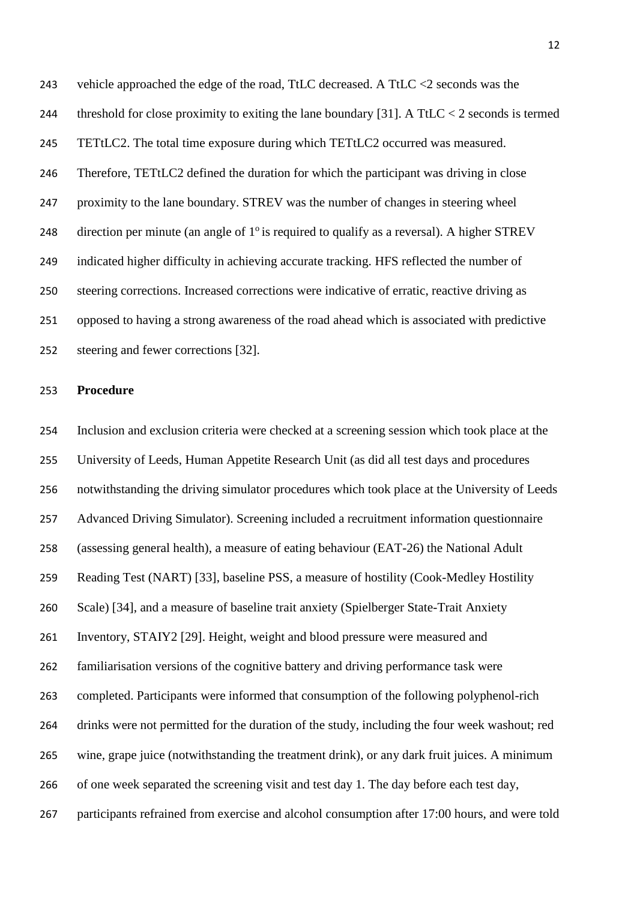vehicle approached the edge of the road, TtLC decreased. A TtLC <2 seconds was the threshold for close proximity to exiting the lane boundary [31]. A TtLC < 2 seconds is termed TETtLC2. The total time exposure during which TETtLC2 occurred was measured. Therefore, TETtLC2 defined the duration for which the participant was driving in close proximity to the lane boundary. STREV was the number of changes in steering wheel direction per minute (an angle of $1^{o}$ is required to qualify as a reversal). A higher STREV indicated higher difficulty in achieving accurate tracking. HFS reflected the number of steering corrections. Increased corrections were indicative of erratic, reactive driving as opposed to having a strong awareness of the road ahead which is associated with predictive steering and fewer corrections [32].

**Procedure**

Inclusion and exclusion criteria were checked at a screening session which took place at the University of Leeds, Human Appetite Research Unit (as did all test days and procedures notwithstanding the driving simulator procedures which took place at the University of Leeds Advanced Driving Simulator). Screening included a recruitment information questionnaire (assessing general health), a measure of eating behaviour (EAT-26) the National Adult Reading Test (NART) [33], baseline PSS, a measure of hostility (Cook-Medley Hostility Scale) [34], and a measure of baseline trait anxiety (Spielberger State-Trait Anxiety Inventory, STAIY2 [29]. Height, weight and blood pressure were measured and familiarisation versions of the cognitive battery and driving performance task were completed. Participants were informed that consumption of the following polyphenol-rich drinks were not permitted for the duration of the study, including the four week washout; red wine, grape juice (notwithstanding the treatment drink), or any dark fruit juices. A minimum of one week separated the screening visit and test day 1. The day before each test day, participants refrained from exercise and alcohol consumption after 17:00 hours, and were told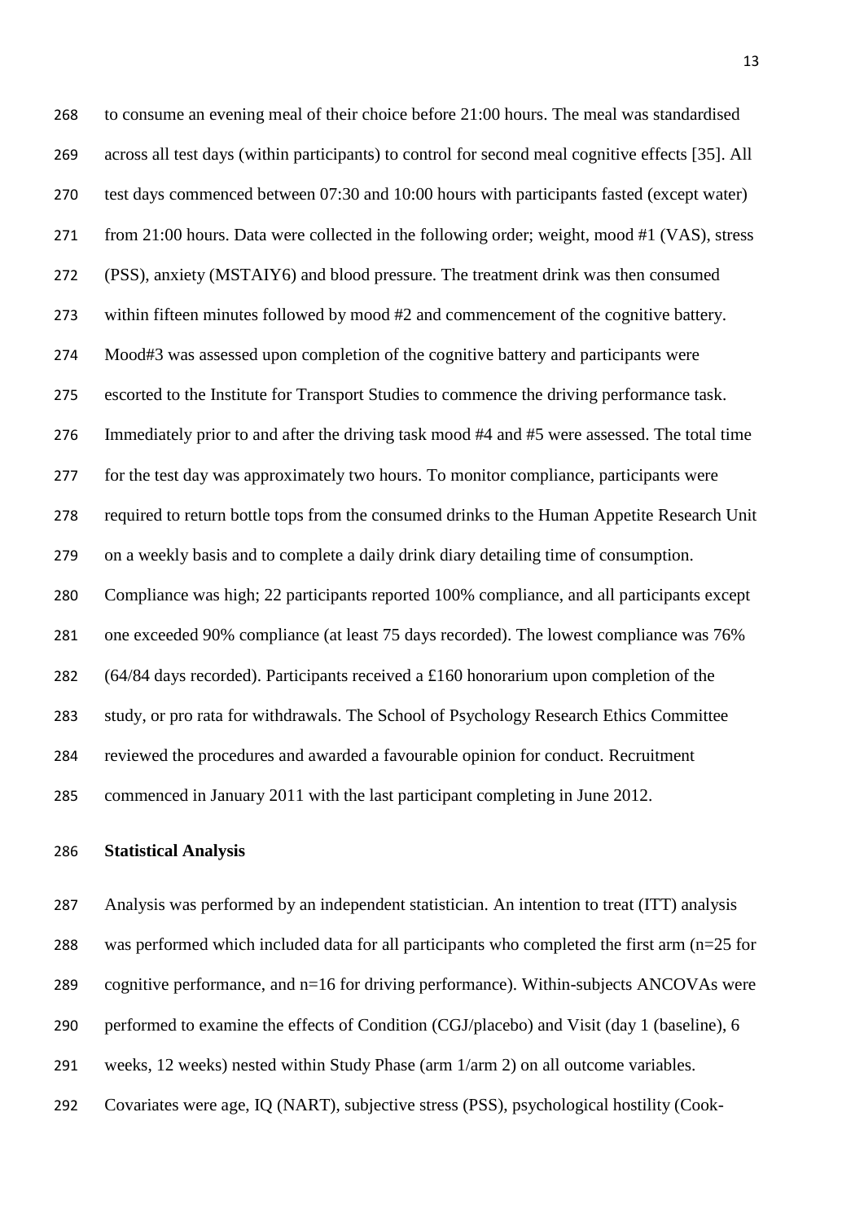to consume an evening meal of their choice before 21:00 hours. The meal was standardised across all test days (within participants) to control for second meal cognitive effects [35]. All test days commenced between 07:30 and 10:00 hours with participants fasted (except water) from 21:00 hours. Data were collected in the following order; weight, mood #1 (VAS), stress (PSS), anxiety (MSTAIY6) and blood pressure. The treatment drink was then consumed within fifteen minutes followed by mood #2 and commencement of the cognitive battery. Mood#3 was assessed upon completion of the cognitive battery and participants were escorted to the Institute for Transport Studies to commence the driving performance task. Immediately prior to and after the driving task mood #4 and #5 were assessed. The total time for the test day was approximately two hours. To monitor compliance, participants were required to return bottle tops from the consumed drinks to the Human Appetite Research Unit on a weekly basis and to complete a daily drink diary detailing time of consumption. Compliance was high; 22 participants reported 100% compliance, and all participants except one exceeded 90% compliance (at least 75 days recorded). The lowest compliance was 76% (64/84 days recorded). Participants received a £160 honorarium upon completion of the study, or pro rata for withdrawals. The School of Psychology Research Ethics Committee reviewed the procedures and awarded a favourable opinion for conduct. Recruitment commenced in January 2011 with the last participant completing in June 2012.

**Statistical Analysis**

Analysis was performed by an independent statistician. An intention to treat (ITT) analysis was performed which included data for all participants who completed the first arm (n=25 for cognitive performance, and n=16 for driving performance). Within-subjects ANCOVAs were performed to examine the effects of Condition (CGJ/placebo) and Visit (day 1 (baseline), 6 weeks, 12 weeks) nested within Study Phase (arm 1/arm 2) on all outcome variables. Covariates were age, IQ (NART), subjective stress (PSS), psychological hostility (Cook-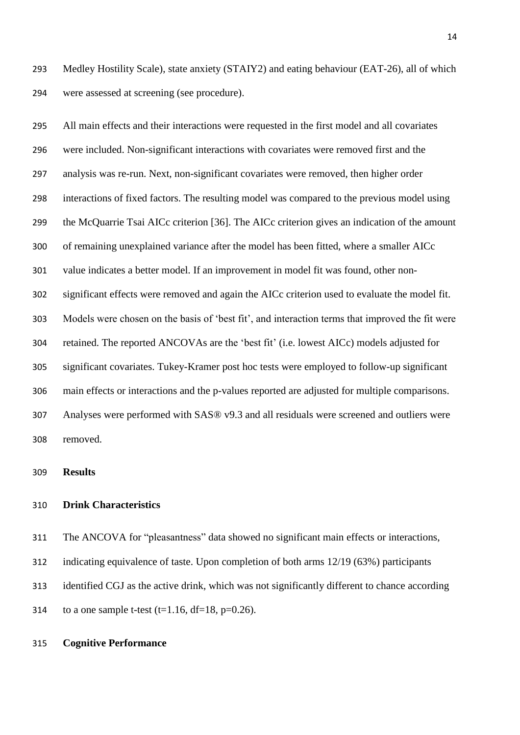Medley Hostility Scale), state anxiety (STAIY2) and eating behaviour (EAT-26), all of which were assessed at screening (see procedure).

All main effects and their interactions were requested in the first model and all covariates were included. Non-significant interactions with covariates were removed first and the analysis was re-run. Next, non-significant covariates were removed, then higher order interactions of fixed factors. The resulting model was compared to the previous model using the McQuarrie Tsai AICc criterion [36]. The AICc criterion gives an indication of the amount of remaining unexplained variance after the model has been fitted, where a smaller AICc value indicates a better model. If an improvement in model fit was found, other non-significant effects were removed and again the AICc criterion used to evaluate the model fit. Models were chosen on the basis of 'best fit', and interaction terms that improved the fit were retained. The reported ANCOVAs are the 'best fit' (i.e. lowest AICc) models adjusted for significant covariates. Tukey-Kramer post hoc tests were employed to follow-up significant main effects or interactions and the p-values reported are adjusted for multiple comparisons. Analyses were performed with SAS® v9.3 and all residuals were screened and outliers were removed.

## Results

### Drink Characteristics

The ANCOVA for "pleasantness" data showed no significant main effects or interactions, indicating equivalence of taste. Upon completion of both arms 12/19 (63%) participants identified CGJ as the active drink, which was not significantly different to chance according to a one sample t-test ($t=1.16$, $df=18$, $p=0.26$).

### Cognitive Performance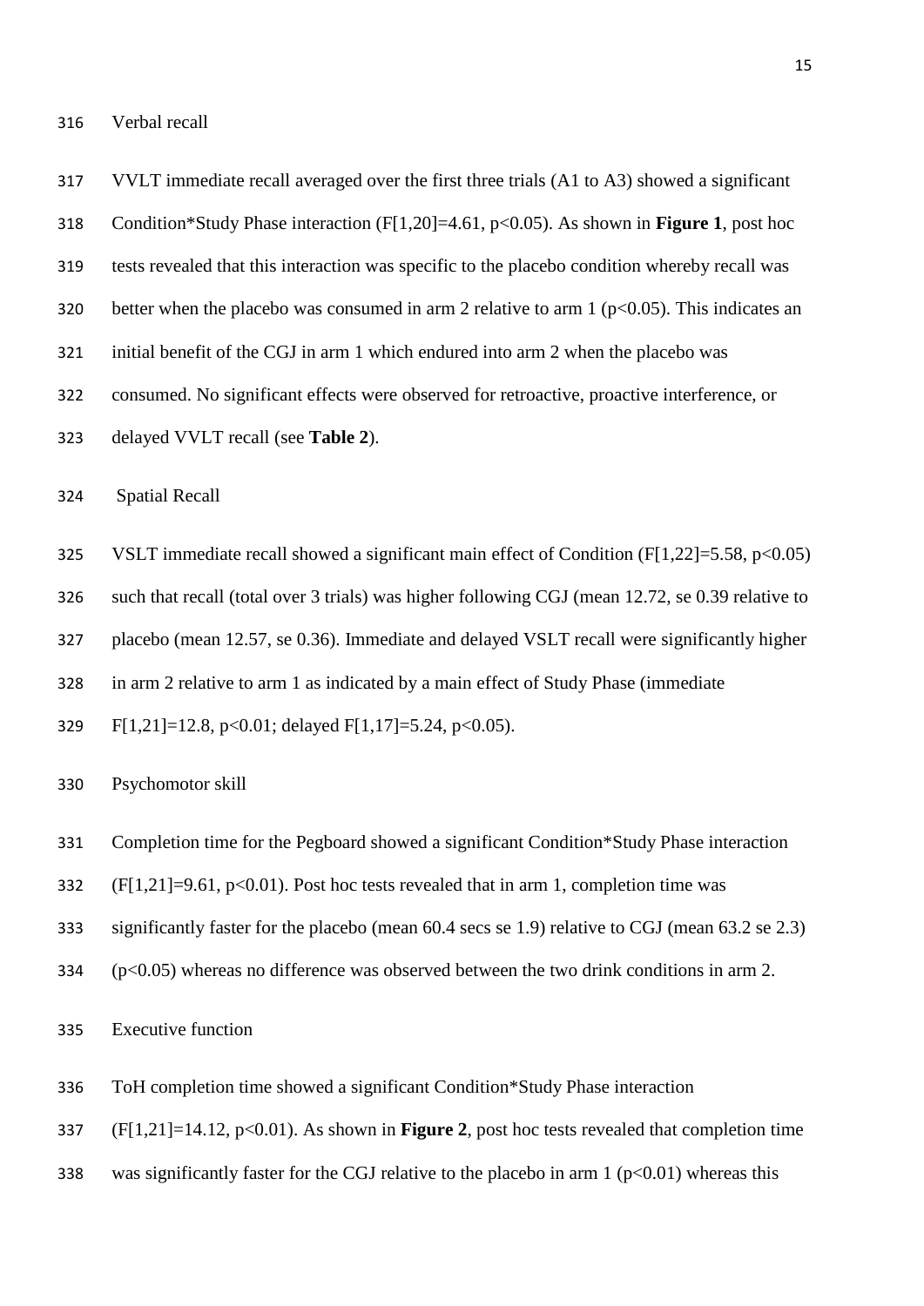### Verbal recall

VVLT immediate recall averaged over the first three trials (A1 to A3) showed a significant Condition*Study Phase interaction ($F[1,20]=4.61$, $p<0.05$). As shown in **Figure 1**, post hoc tests revealed that this interaction was specific to the placebo condition whereby recall was better when the placebo was consumed in arm 2 relative to arm 1 ($p<0.05$). This indicates an initial benefit of the CGJ in arm 1 which endured into arm 2 when the placebo was consumed. No significant effects were observed for retroactive, proactive interference, or delayed VVLT recall (see **Table 2**).

### Spatial Recall

VSLT immediate recall showed a significant main effect of Condition ($F[1,22]=5.58$, $p<0.05$) such that recall (total over 3 trials) was higher following CGJ (mean 12.72, se 0.39 relative to placebo (mean 12.57, se 0.36). Immediate and delayed VSLT recall were significantly higher in arm 2 relative to arm 1 as indicated by a main effect of Study Phase (immediate $F[1,21]=12.8$, $p<0.01$; delayed $F[1,17]=5.24$, $p<0.05$).

### Psychomotor skill

Completion time for the Pegboard showed a significant Condition*Study Phase interaction ($F[1,21]=9.61$, $p<0.01$). Post hoc tests revealed that in arm 1, completion time was significantly faster for the placebo (mean 60.4 secs se 1.9) relative to CGJ (mean 63.2 se 2.3) ($p<0.05$) whereas no difference was observed between the two drink conditions in arm 2.

### Executive function

ToH completion time showed a significant Condition*Study Phase interaction ($F[1,21]=14.12$, $p<0.01$). As shown in **Figure 2**, post hoc tests revealed that completion time was significantly faster for the CGJ relative to the placebo in arm 1 ($p<0.01$) whereas this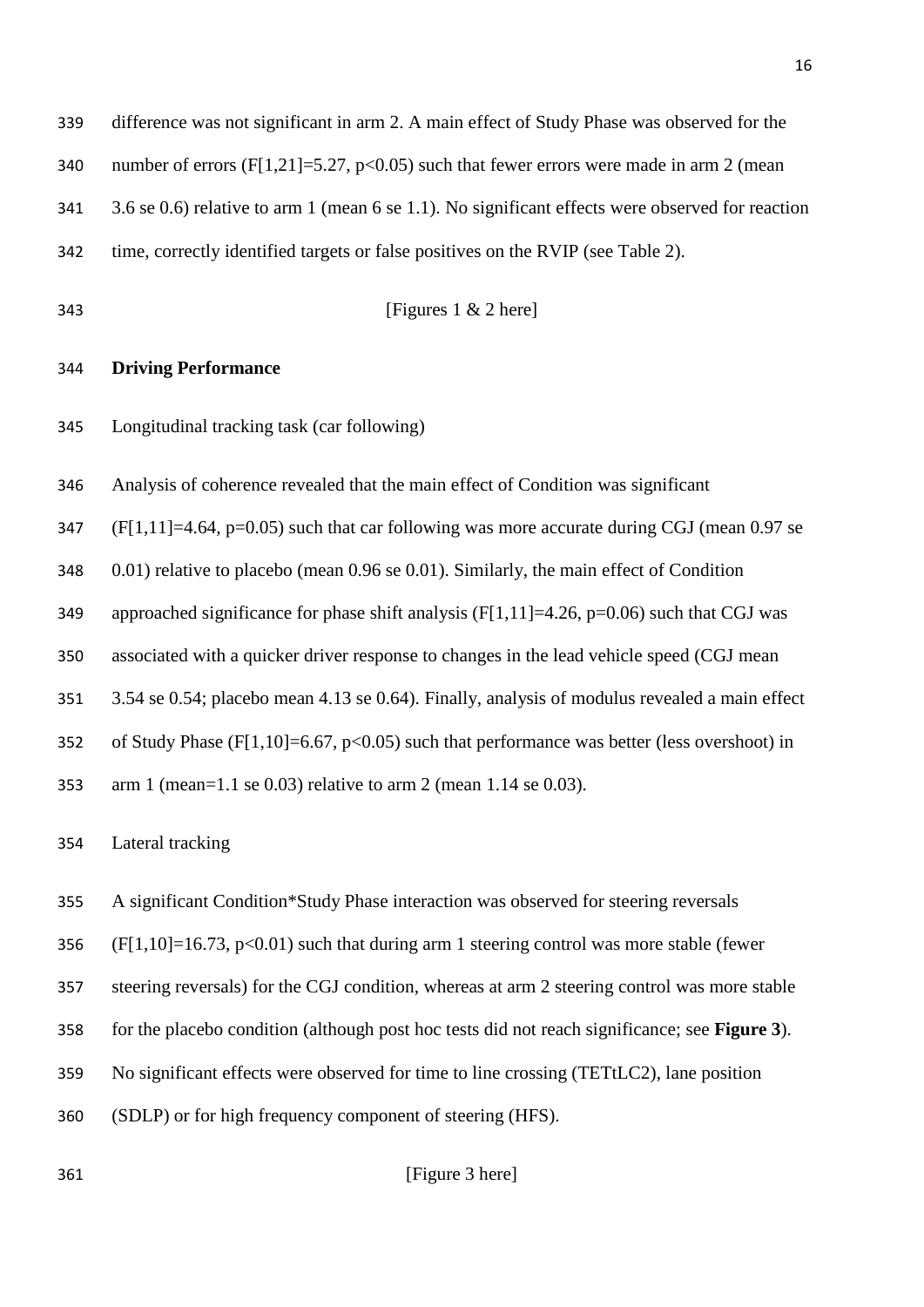difference was not significant in arm 2. A main effect of Study Phase was observed for the number of errors ($F[1,21]=5.27$, $p<0.05$) such that fewer errors were made in arm 2 (mean 3.6 se 0.6) relative to arm 1 (mean 6 se 1.1). No significant effects were observed for reaction time, correctly identified targets or false positives on the RVIP (see Table 2).

[Figures 1 & 2 here]

**Driving Performance**

Longitudinal tracking task (car following)

Analysis of coherence revealed that the main effect of Condition was significant ($F[1,11]=4.64$, $p=0.05$) such that car following was more accurate during CGJ (mean 0.97 se 0.01) relative to placebo (mean 0.96 se 0.01). Similarly, the main effect of Condition approached significance for phase shift analysis ($F[1,11]=4.26$, $p=0.06$) such that CGJ was associated with a quicker driver response to changes in the lead vehicle speed (CGJ mean 3.54 se 0.54; placebo mean 4.13 se 0.64). Finally, analysis of modulus revealed a main effect of Study Phase ($F[1,10]=6.67$, $p<0.05$) such that performance was better (less overshoot) in arm 1 (mean=1.1 se 0.03) relative to arm 2 (mean 1.14 se 0.03).

Lateral tracking

A significant Condition*Study Phase interaction was observed for steering reversals ($F[1,10]=16.73$, $p<0.01$) such that during arm 1 steering control was more stable (fewer steering reversals) for the CGJ condition, whereas at arm 2 steering control was more stable for the placebo condition (although post hoc tests did not reach significance; see **Figure 3**). No significant effects were observed for time to line crossing (TETtLC2), lane position (SDLP) or for high frequency component of steering (HFS).

[Figure 3 here]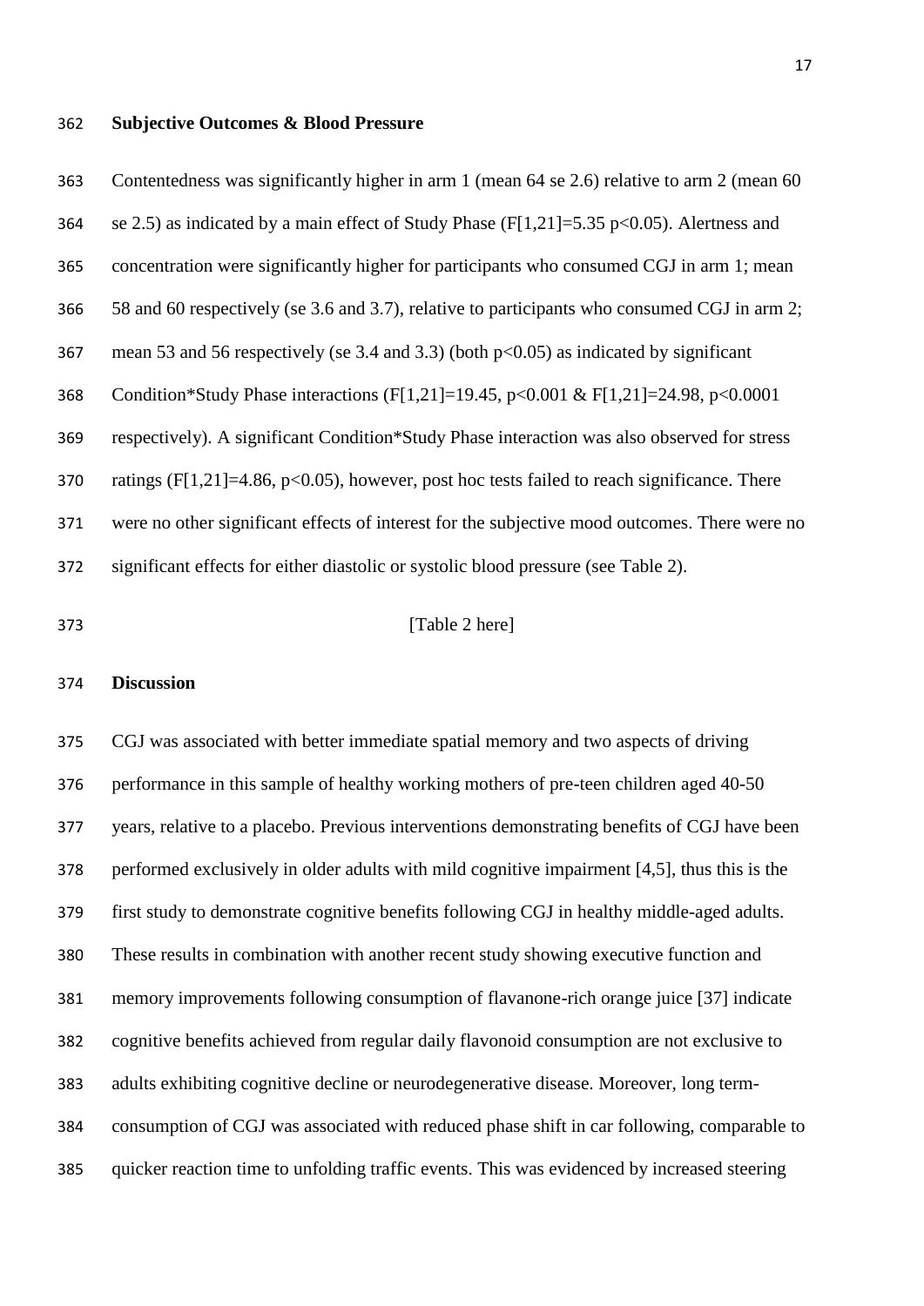## Subjective Outcomes & Blood Pressure

Contentedness was significantly higher in arm 1 (mean 64 se 2.6) relative to arm 2 (mean 60 se 2.5) as indicated by a main effect of Study Phase ($F[1,21]=5.35$ $p<0.05$). Alertness and concentration were significantly higher for participants who consumed CGJ in arm 1; mean 58 and 60 respectively (se 3.6 and 3.7), relative to participants who consumed CGJ in arm 2; mean 53 and 56 respectively (se 3.4 and 3.3) (both $p<0.05$) as indicated by significant Condition*Study Phase interactions ($F[1,21]=19.45$, $p<0.001$ & $F[1,21]=24.98$, $p<0.0001$ respectively). A significant Condition*Study Phase interaction was also observed for stress ratings ($F[1,21]=4.86$, $p<0.05$), however, post hoc tests failed to reach significance. There were no other significant effects of interest for the subjective mood outcomes. There were no significant effects for either diastolic or systolic blood pressure (see Table 2).

[Table 2 here]

## Discussion

CGJ was associated with better immediate spatial memory and two aspects of driving performance in this sample of healthy working mothers of pre-teen children aged 40-50 years, relative to a placebo. Previous interventions demonstrating benefits of CGJ have been performed exclusively in older adults with mild cognitive impairment [4,5], thus this is the first study to demonstrate cognitive benefits following CGJ in healthy middle-aged adults. These results in combination with another recent study showing executive function and memory improvements following consumption of flavanone-rich orange juice [37] indicate cognitive benefits achieved from regular daily flavonoid consumption are not exclusive to adults exhibiting cognitive decline or neurodegenerative disease. Moreover, long term-consumption of CGJ was associated with reduced phase shift in car following, comparable to quicker reaction time to unfolding traffic events. This was evidenced by increased steering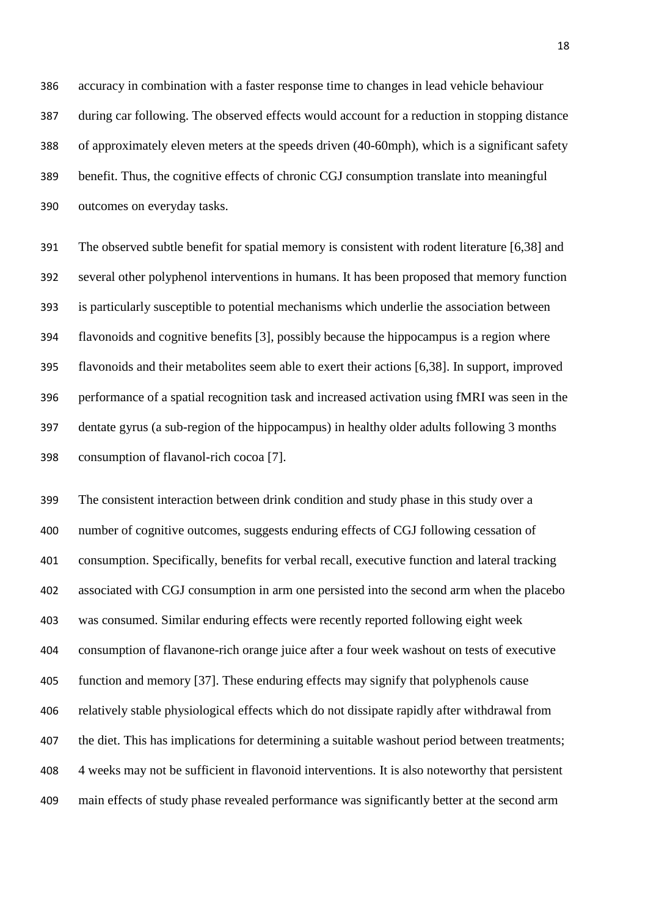accuracy in combination with a faster response time to changes in lead vehicle behaviour during car following. The observed effects would account for a reduction in stopping distance of approximately eleven meters at the speeds driven (40-60mph), which is a significant safety benefit. Thus, the cognitive effects of chronic CGJ consumption translate into meaningful outcomes on everyday tasks.

The observed subtle benefit for spatial memory is consistent with rodent literature [6,38] and several other polyphenol interventions in humans. It has been proposed that memory function is particularly susceptible to potential mechanisms which underlie the association between flavonoids and cognitive benefits [3], possibly because the hippocampus is a region where flavonoids and their metabolites seem able to exert their actions [6,38]. In support, improved performance of a spatial recognition task and increased activation using fMRI was seen in the dentate gyrus (a sub-region of the hippocampus) in healthy older adults following 3 months consumption of flavanol-rich cocoa [7].

The consistent interaction between drink condition and study phase in this study over a number of cognitive outcomes, suggests enduring effects of CGJ following cessation of consumption. Specifically, benefits for verbal recall, executive function and lateral tracking associated with CGJ consumption in arm one persisted into the second arm when the placebo was consumed. Similar enduring effects were recently reported following eight week consumption of flavanone-rich orange juice after a four week washout on tests of executive function and memory [37]. These enduring effects may signify that polyphenols cause relatively stable physiological effects which do not dissipate rapidly after withdrawal from the diet. This has implications for determining a suitable washout period between treatments; 4 weeks may not be sufficient in flavonoid interventions. It is also noteworthy that persistent main effects of study phase revealed performance was significantly better at the second arm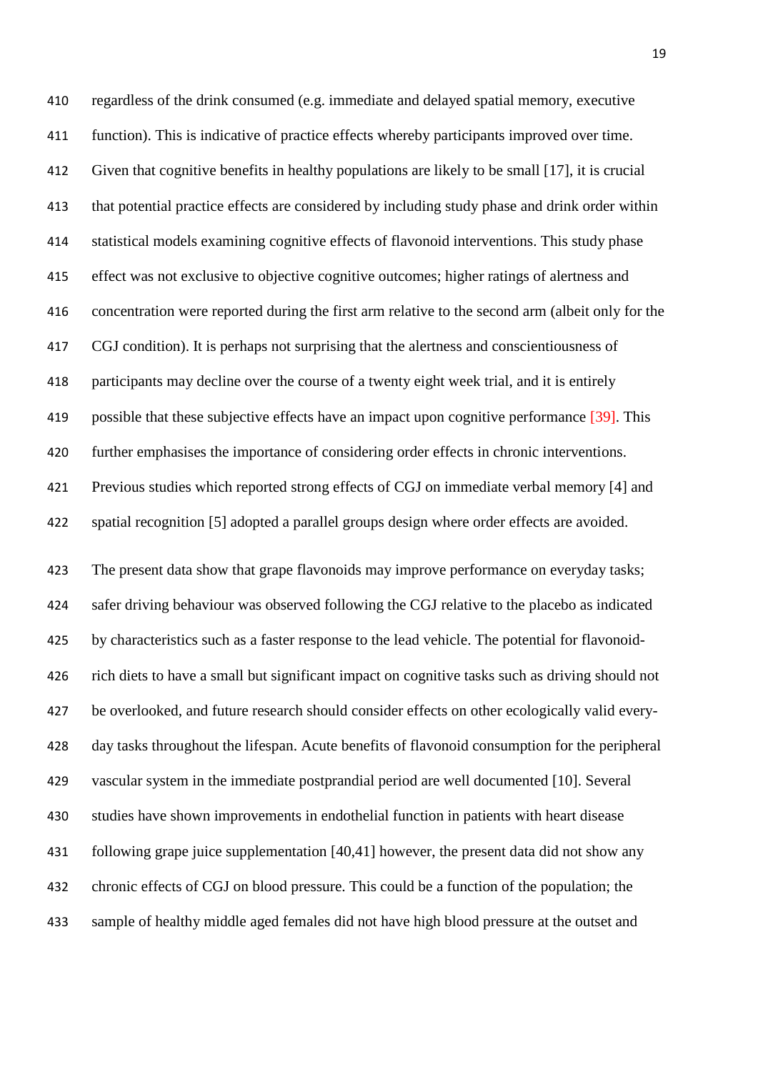regardless of the drink consumed (e.g. immediate and delayed spatial memory, executive function). This is indicative of practice effects whereby participants improved over time. Given that cognitive benefits in healthy populations are likely to be small [17], it is crucial that potential practice effects are considered by including study phase and drink order within statistical models examining cognitive effects of flavonoid interventions. This study phase effect was not exclusive to objective cognitive outcomes; higher ratings of alertness and concentration were reported during the first arm relative to the second arm (albeit only for the CGJ condition). It is perhaps not surprising that the alertness and conscientiousness of participants may decline over the course of a twenty eight week trial, and it is entirely possible that these subjective effects have an impact upon cognitive performance [39]. This further emphasises the importance of considering order effects in chronic interventions. Previous studies which reported strong effects of CGJ on immediate verbal memory [4] and spatial recognition [5] adopted a parallel groups design where order effects are avoided.

The present data show that grape flavonoids may improve performance on everyday tasks; safer driving behaviour was observed following the CGJ relative to the placebo as indicated by characteristics such as a faster response to the lead vehicle. The potential for flavonoid-rich diets to have a small but significant impact on cognitive tasks such as driving should not be overlooked, and future research should consider effects on other ecologically valid every-day tasks throughout the lifespan. Acute benefits of flavonoid consumption for the peripheral vascular system in the immediate postprandial period are well documented [10]. Several studies have shown improvements in endothelial function in patients with heart disease following grape juice supplementation [40,41] however, the present data did not show any chronic effects of CGJ on blood pressure. This could be a function of the population; the sample of healthy middle aged females did not have high blood pressure at the outset and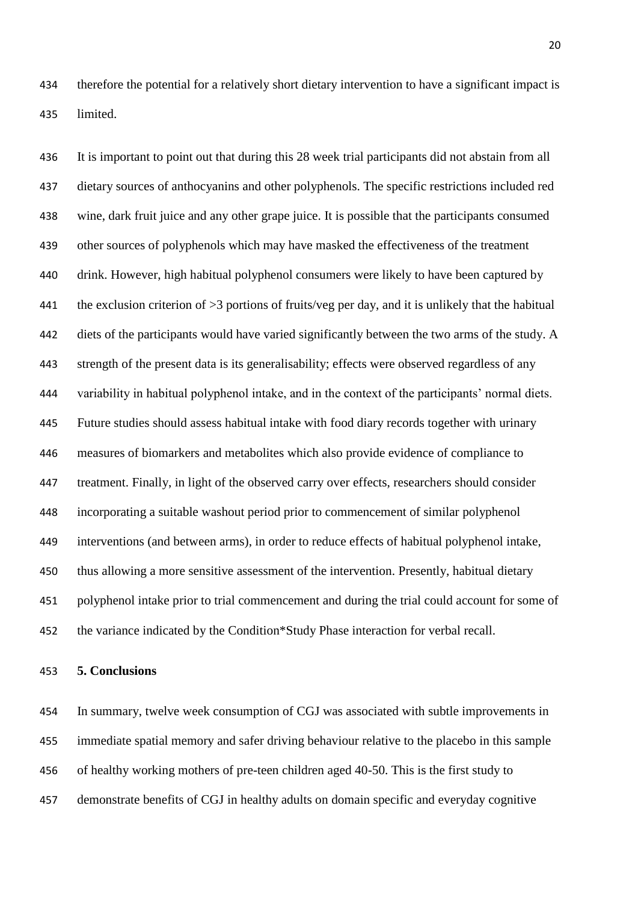therefore the potential for a relatively short dietary intervention to have a significant impact is limited.

It is important to point out that during this 28 week trial participants did not abstain from all dietary sources of anthocyanins and other polyphenols. The specific restrictions included red wine, dark fruit juice and any other grape juice. It is possible that the participants consumed other sources of polyphenols which may have masked the effectiveness of the treatment drink. However, high habitual polyphenol consumers were likely to have been captured by the exclusion criterion of >3 portions of fruits/veg per day, and it is unlikely that the habitual diets of the participants would have varied significantly between the two arms of the study. A strength of the present data is its generalisability; effects were observed regardless of any variability in habitual polyphenol intake, and in the context of the participants' normal diets. Future studies should assess habitual intake with food diary records together with urinary measures of biomarkers and metabolites which also provide evidence of compliance to treatment. Finally, in light of the observed carry over effects, researchers should consider incorporating a suitable washout period prior to commencement of similar polyphenol interventions (and between arms), in order to reduce effects of habitual polyphenol intake, thus allowing a more sensitive assessment of the intervention. Presently, habitual dietary polyphenol intake prior to trial commencement and during the trial could account for some of the variance indicated by the Condition*Study Phase interaction for verbal recall.

## 5. Conclusions

In summary, twelve week consumption of CGJ was associated with subtle improvements in immediate spatial memory and safer driving behaviour relative to the placebo in this sample of healthy working mothers of pre-teen children aged 40-50. This is the first study to demonstrate benefits of CGJ in healthy adults on domain specific and everyday cognitive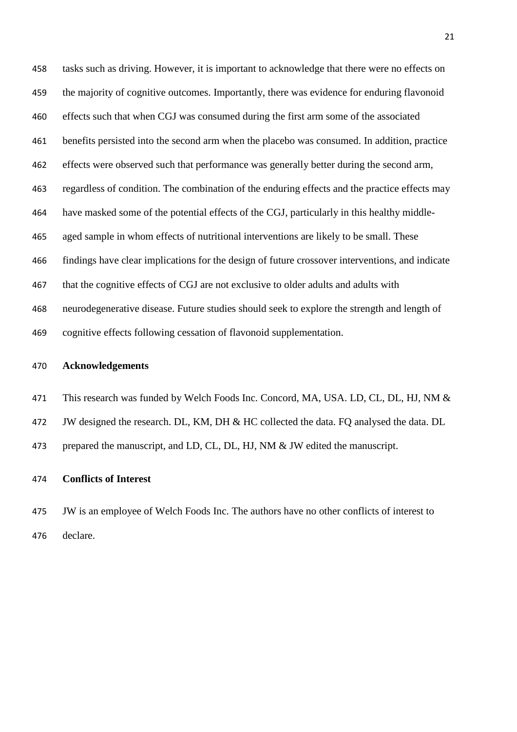tasks such as driving. However, it is important to acknowledge that there were no effects on the majority of cognitive outcomes. Importantly, there was evidence for enduring flavonoid effects such that when CGJ was consumed during the first arm some of the associated benefits persisted into the second arm when the placebo was consumed. In addition, practice effects were observed such that performance was generally better during the second arm, regardless of condition. The combination of the enduring effects and the practice effects may have masked some of the potential effects of the CGJ, particularly in this healthy middle-aged sample in whom effects of nutritional interventions are likely to be small. These findings have clear implications for the design of future crossover interventions, and indicate that the cognitive effects of CGJ are not exclusive to older adults and adults with neurodegenerative disease. Future studies should seek to explore the strength and length of cognitive effects following cessation of flavonoid supplementation.

## Acknowledgements

This research was funded by Welch Foods Inc. Concord, MA, USA. LD, CL, DL, HJ, NM & JW designed the research. DL, KM, DH & HC collected the data. FQ analysed the data. DL prepared the manuscript, and LD, CL, DL, HJ, NM & JW edited the manuscript.

## Conflicts of Interest

JW is an employee of Welch Foods Inc. The authors have no other conflicts of interest to declare.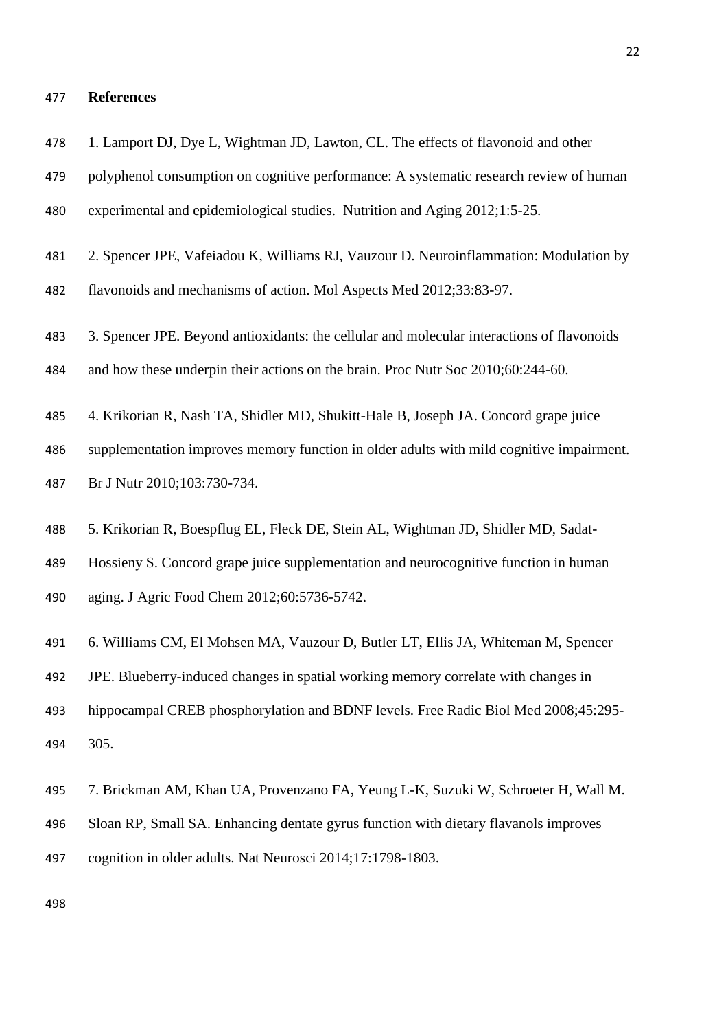## References

1. Lamport DJ, Dye L, Wightman JD, Lawton, CL. The effects of flavonoid and other polyphenol consumption on cognitive performance: A systematic research review of human experimental and epidemiological studies. Nutrition and Aging 2012;1:5-25.

2. Spencer JPE, Vafeiadou K, Williams RJ, Vauzour D. Neuroinflammation: Modulation by flavonoids and mechanisms of action. Mol Aspects Med 2012;33:83-97.

3. Spencer JPE. Beyond antioxidants: the cellular and molecular interactions of flavonoids and how these underpin their actions on the brain. Proc Nutr Soc 2010;60:244-60.

4. Krikorian R, Nash TA, Shidler MD, Shukitt-Hale B, Joseph JA. Concord grape juice supplementation improves memory function in older adults with mild cognitive impairment. Br J Nutr 2010;103:730-734.

5. Krikorian R, Boespflug EL, Fleck DE, Stein AL, Wightman JD, Shidler MD, Sadat-Hossieny S. Concord grape juice supplementation and neurocognitive function in human aging. J Agric Food Chem 2012;60:5736-5742.

6. Williams CM, El Mohsen MA, Vauzour D, Butler LT, Ellis JA, Whiteman M, Spencer JPE. Blueberry-induced changes in spatial working memory correlate with changes in hippocampal CREB phosphorylation and BDNF levels. Free Radic Biol Med 2008;45:295-305.

7. Brickman AM, Khan UA, Provenzano FA, Yeung L-K, Suzuki W, Schroeter H, Wall M. Sloan RP, Small SA. Enhancing dentate gyrus function with dietary flavanols improves cognition in older adults. Nat Neurosci 2014;17:1798-1803.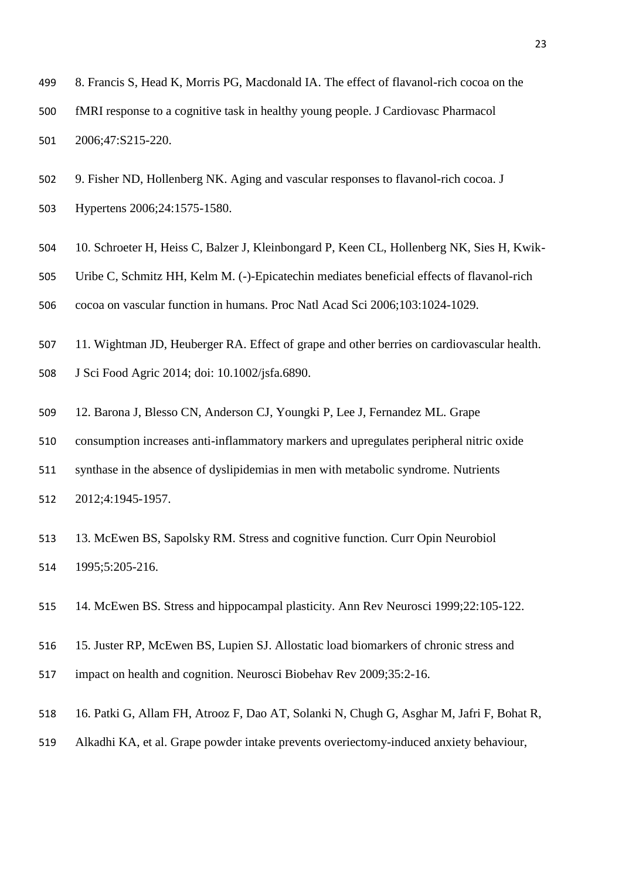8. Francis S, Head K, Morris PG, Macdonald IA. The effect of flavanol-rich cocoa on the fMRI response to a cognitive task in healthy young people. J Cardiovasc Pharmacol 2006;47:S215-220.

9. Fisher ND, Hollenberg NK. Aging and vascular responses to flavanol-rich cocoa. J Hypertens 2006;24:1575-1580.

10. Schroeter H, Heiss C, Balzer J, Kleinbongard P, Keen CL, Hollenberg NK, Sies H, Kwik-Uribe C, Schmitz HH, Kelm M. (-)-Epicatechin mediates beneficial effects of flavanol-rich cocoa on vascular function in humans. Proc Natl Acad Sci 2006;103:1024-1029.

11. Wightman JD, Heuberger RA. Effect of grape and other berries on cardiovascular health. J Sci Food Agric 2014; doi: 10.1002/jsfa.6890.

12. Barona J, Blesso CN, Anderson CJ, Youngki P, Lee J, Fernandez ML. Grape consumption increases anti-inflammatory markers and upregulates peripheral nitric oxide synthase in the absence of dyslipidemias in men with metabolic syndrome. Nutrients 2012;4:1945-1957.

13. McEwen BS, Sapolsky RM. Stress and cognitive function. Curr Opin Neurobiol 1995;5:205-216.

14. McEwen BS. Stress and hippocampal plasticity. Ann Rev Neurosci 1999;22:105-122.

15. Juster RP, McEwen BS, Lupien SJ. Allostatic load biomarkers of chronic stress and impact on health and cognition. Neurosci Biobehav Rev 2009;35:2-16.

16. Patki G, Allam FH, Atrooz F, Dao AT, Solanki N, Chugh G, Asghar M, Jafri F, Bohat R, Alkadhi KA, et al. Grape powder intake prevents overiectomy-induced anxiety behaviour,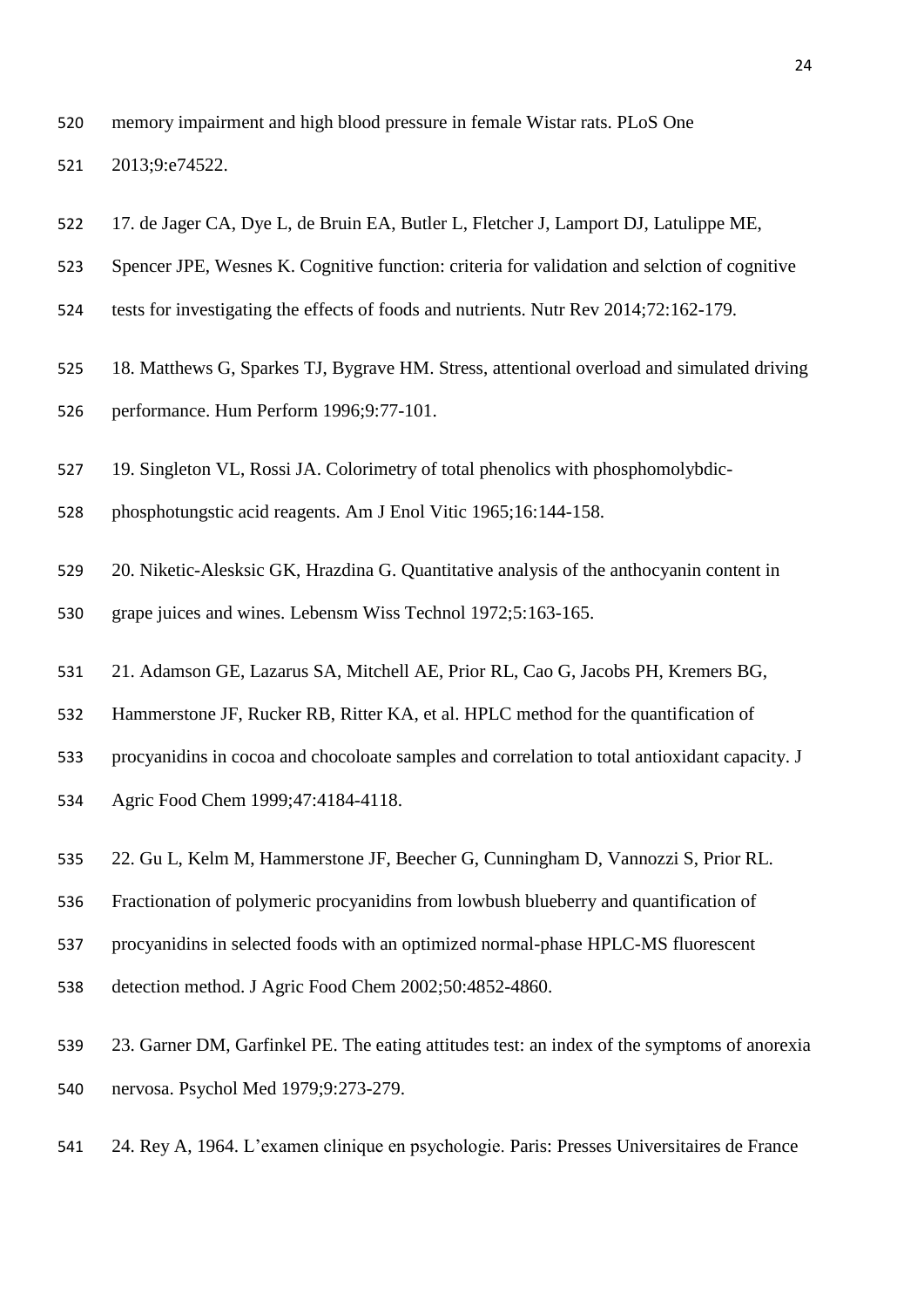memory impairment and high blood pressure in female Wistar rats. PLoS One 2013;9:e74522.

17. de Jager CA, Dye L, de Bruin EA, Butler L, Fletcher J, Lamport DJ, Latulippe ME, Spencer JPE, Wesnes K. Cognitive function: criteria for validation and selction of cognitive tests for investigating the effects of foods and nutrients. Nutr Rev 2014;72:162-179.

18. Matthews G, Sparkes TJ, Bygrave HM. Stress, attentional overload and simulated driving performance. Hum Perform 1996;9:77-101.

19. Singleton VL, Rossi JA. Colorimetry of total phenolics with phosphomolybdic-phosphotungstic acid reagents. Am J Enol Vitic 1965;16:144-158.

20. Niketic-Alesksic GK, Hrazdina G. Quantitative analysis of the anthocyanin content in grape juices and wines. Lebensm Wiss Technol 1972;5:163-165.

21. Adamson GE, Lazarus SA, Mitchell AE, Prior RL, Cao G, Jacobs PH, Kremers BG, Hammerstone JF, Rucker RB, Ritter KA, et al. HPLC method for the quantification of procyanidins in cocoa and chocoloate samples and correlation to total antioxidant capacity. J Agric Food Chem 1999;47:4184-4118.

22. Gu L, Kelm M, Hammerstone JF, Beecher G, Cunningham D, Vannozzi S, Prior RL. Fractionation of polymeric procyanidins from lowbush blueberry and quantification of procyanidins in selected foods with an optimized normal-phase HPLC-MS fluorescent detection method. J Agric Food Chem 2002;50:4852-4860.

23. Garner DM, Garfinkel PE. The eating attitudes test: an index of the symptoms of anorexia nervosa. Psychol Med 1979;9:273-279.

24. Rey A, 1964. L'examen clinique en psychologie. Paris: Presses Universitaires de France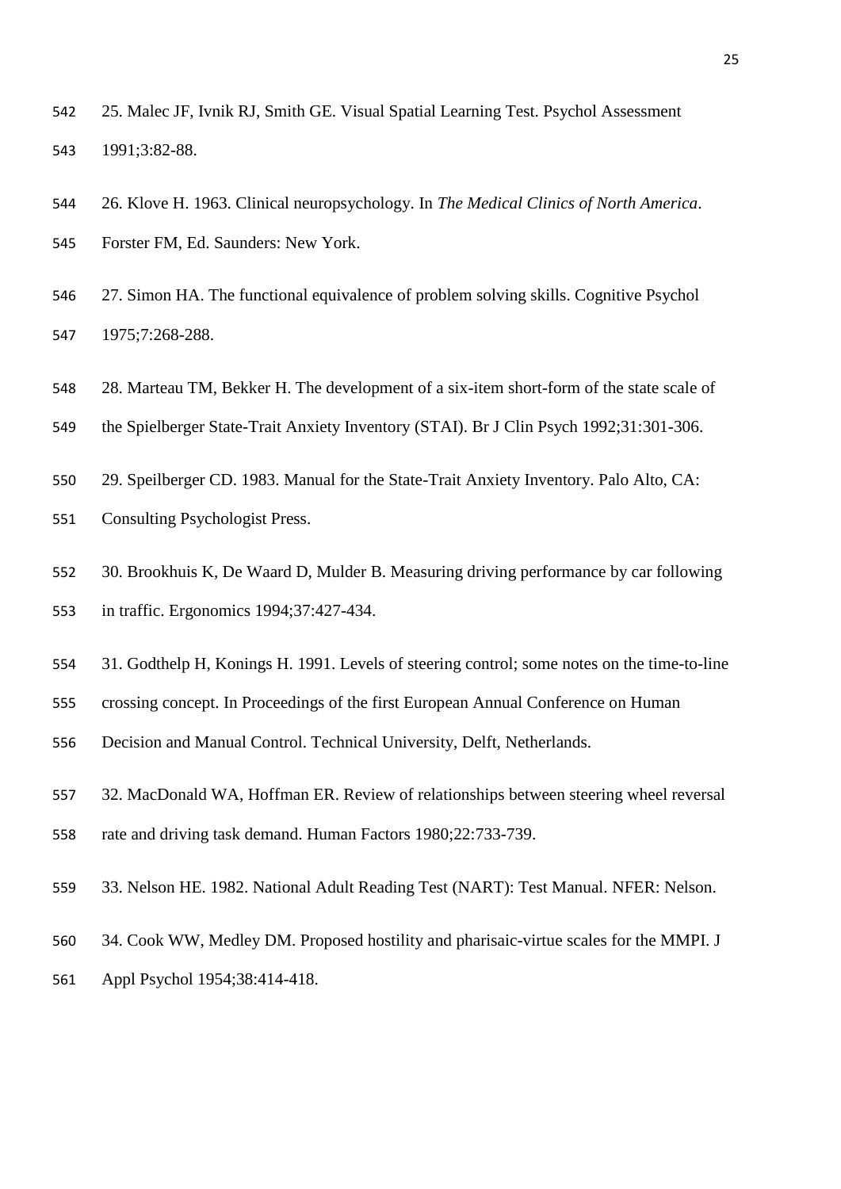25. Malec JF, Ivnik RJ, Smith GE. Visual Spatial Learning Test. Psychol Assessment 1991;3:82-88.

26. Klove H. 1963. Clinical neuropsychology. In *The Medical Clinics of North America*. Forster FM, Ed. Saunders: New York.

27. Simon HA. The functional equivalence of problem solving skills. Cognitive Psychol 1975;7:268-288.

28. Marteau TM, Bekker H. The development of a six-item short-form of the state scale of the Spielberger State-Trait Anxiety Inventory (STAI). Br J Clin Psych 1992;31:301-306.

29. Speilberger CD. 1983. Manual for the State-Trait Anxiety Inventory. Palo Alto, CA: Consulting Psychologist Press.

30. Brookhuis K, De Waard D, Mulder B. Measuring driving performance by car following in traffic. Ergonomics 1994;37:427-434.

31. Godthelp H, Konings H. 1991. Levels of steering control; some notes on the time-to-line crossing concept. In Proceedings of the first European Annual Conference on Human Decision and Manual Control. Technical University, Delft, Netherlands.

32. MacDonald WA, Hoffman ER. Review of relationships between steering wheel reversal rate and driving task demand. Human Factors 1980;22:733-739.

33. Nelson HE. 1982. National Adult Reading Test (NART): Test Manual. NFER: Nelson.

34. Cook WW, Medley DM. Proposed hostility and pharisaic-virtue scales for the MMPI. J Appl Psychol 1954;38:414-418.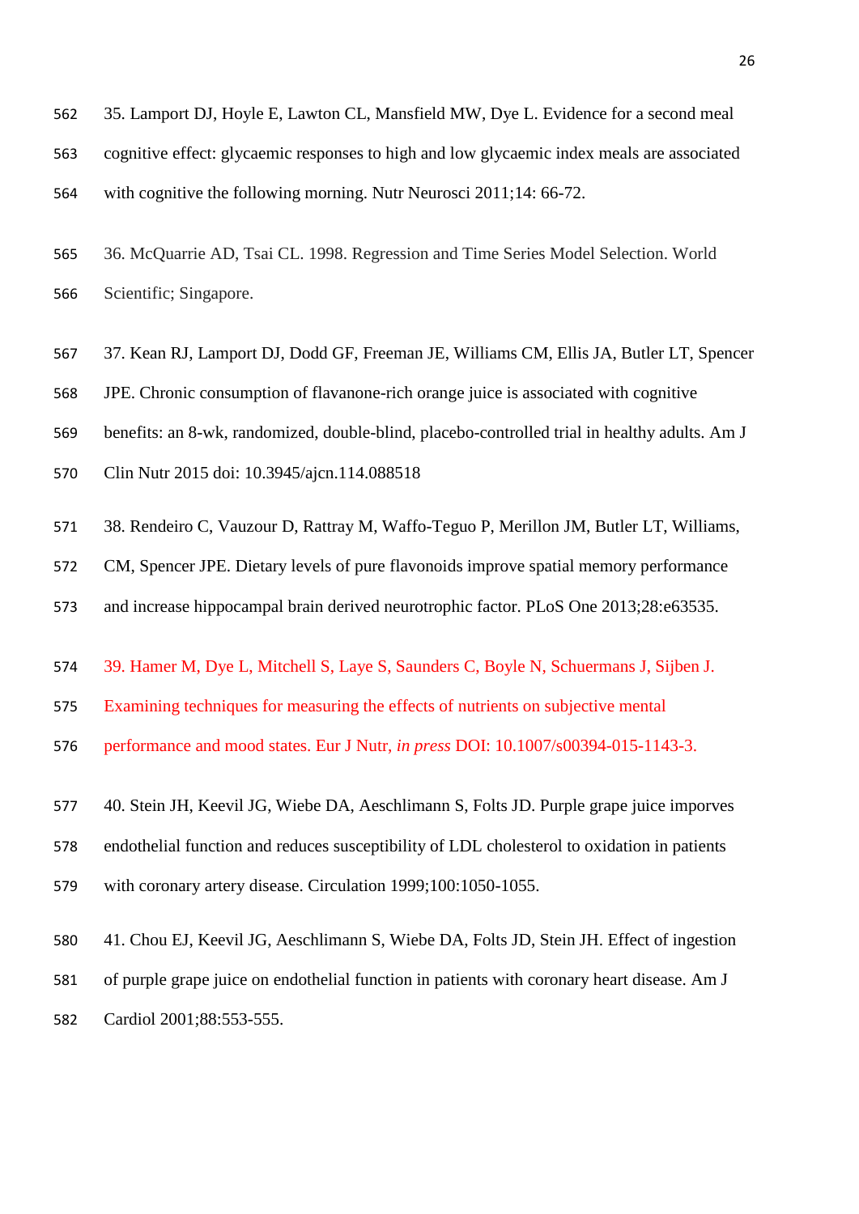35. Lamport DJ, Hoyle E, Lawton CL, Mansfield MW, Dye L. Evidence for a second meal cognitive effect: glycaemic responses to high and low glycaemic index meals are associated with cognitive the following morning. Nutr Neurosci 2011;14: 66-72.

36. McQuarrie AD, Tsai CL. 1998. Regression and Time Series Model Selection. World Scientific; Singapore.

37. Kean RJ, Lamport DJ, Dodd GF, Freeman JE, Williams CM, Ellis JA, Butler LT, Spencer JPE. Chronic consumption of flavanone-rich orange juice is associated with cognitive benefits: an 8-wk, randomized, double-blind, placebo-controlled trial in healthy adults. Am J Clin Nutr 2015 doi: 10.3945/ajcn.114.088518

38. Rendeiro C, Vauzour D, Rattray M, Waffo-Teguo P, Merillon JM, Butler LT, Williams, CM, Spencer JPE. Dietary levels of pure flavonoids improve spatial memory performance and increase hippocampal brain derived neurotrophic factor. PLoS One 2013;28:e63535.

39. Hamer M, Dye L, Mitchell S, Laye S, Saunders C, Boyle N, Schuermans J, Sijben J. Examining techniques for measuring the effects of nutrients on subjective mental performance and mood states. Eur J Nutr, *in press* DOI: 10.1007/s00394-015-1143-3.

40. Stein JH, Keevil JG, Wiebe DA, Aeschlimann S, Folts JD. Purple grape juice imporves endothelial function and reduces susceptibility of LDL cholesterol to oxidation in patients with coronary artery disease. Circulation 1999;100:1050-1055.

41. Chou EJ, Keevil JG, Aeschlimann S, Wiebe DA, Folts JD, Stein JH. Effect of ingestion of purple grape juice on endothelial function in patients with coronary heart disease. Am J Cardiol 2001;88:553-555.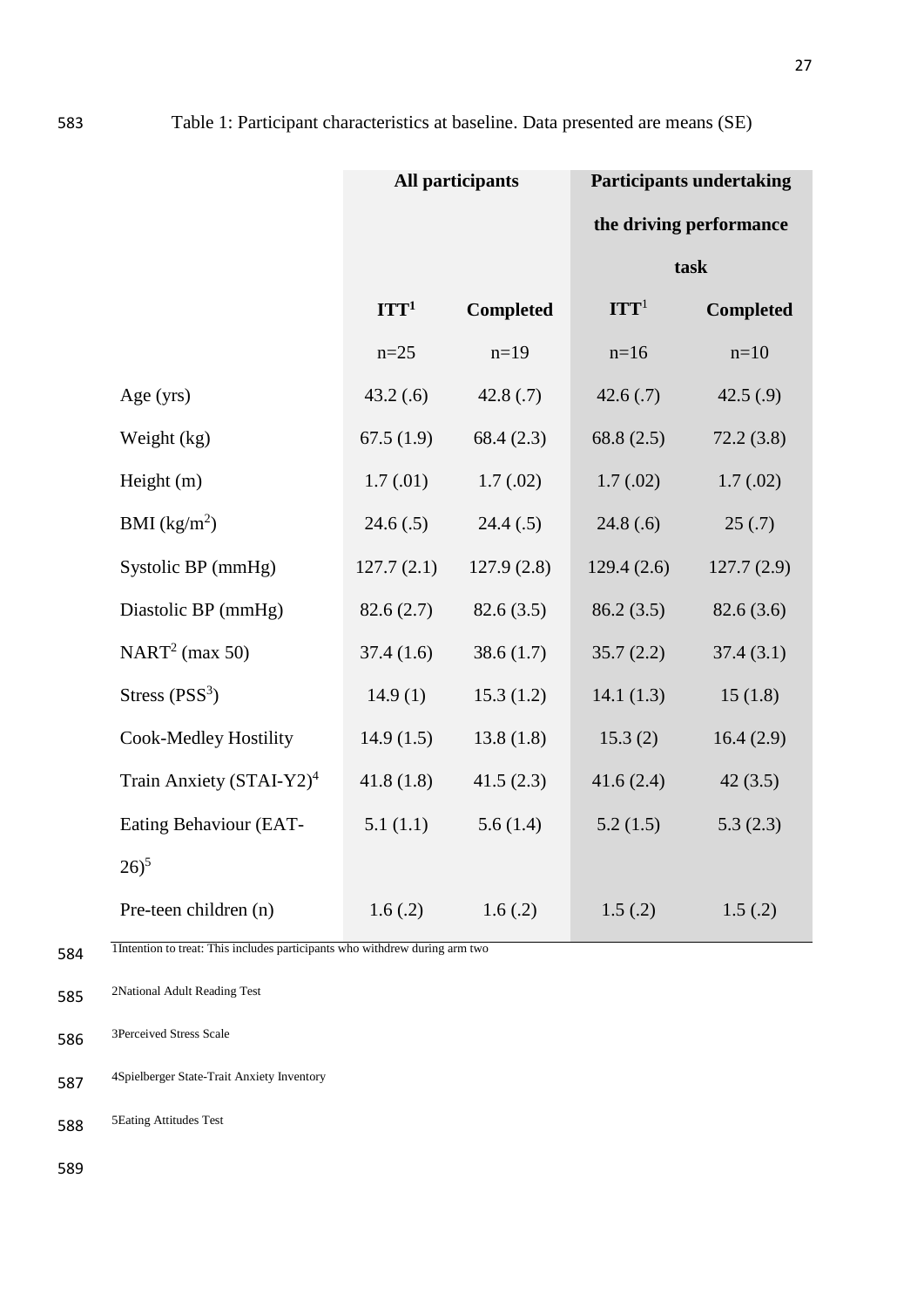Table 1: Participant characteristics at baseline. Data presented are means (SE)

| | All participants | | Participants undertaking the driving performance task | |
|---|---|---|---|---|
| | ITT[1] | Completed | ITT[1] | Completed |
| | n=25 | n=19 | n=16 | n=10 |
| Age (yrs) | 43.2 (.6) | 42.8 (.7) | 42.6 (.7) | 42.5 (.9) |
| Weight (kg) | 67.5 (1.9) | 68.4 (2.3) | 68.8 (2.5) | 72.2 (3.8) |
| Height (m) | 1.7 (.01) | 1.7 (.02) | 1.7 (.02) | 1.7 (.02) |
| BMI ($kg/m^2$) | 24.6 (.5) | 24.4 (.5) | 24.8 (.6) | 25 (.7) |
| Systolic BP (mmHg) | 127.7 (2.1) | 127.9 (2.8) | 129.4 (2.6) | 127.7 (2.9) |
| Diastolic BP (mmHg) | 82.6 (2.7) | 82.6 (3.5) | 86.2 (3.5) | 82.6 (3.6) |
| NART[2] (max 50) | 37.4 (1.6) | 38.6 (1.7) | 35.7 (2.2) | 37.4 (3.1) |
| Stress (PSS[3]) | 14.9 (1) | 15.3 (1.2) | 14.1 (1.3) | 15 (1.8) |
| Cook-Medley Hostility | 14.9 (1.5) | 13.8 (1.8) | 15.3 (2) | 16.4 (2.9) |
| Train Anxiety (STAI-Y2)[4] | 41.8 (1.8) | 41.5 (2.3) | 41.6 (2.4) | 42 (3.5) |
| Eating Behaviour (EAT-26)[5] | 5.1 (1.1) | 5.6 (1.4) | 5.2 (1.5) | 5.3 (2.3) |
| Pre-teen children (n) | 1.6 (.2) | 1.6 (.2) | 1.5 (.2) | 1.5 (.2) |

1Intention to treat: This includes participants who withdrew during arm two

2National Adult Reading Test

3Perceived Stress Scale

4Spielberger State-Trait Anxiety Inventory

5Eating Attitudes Test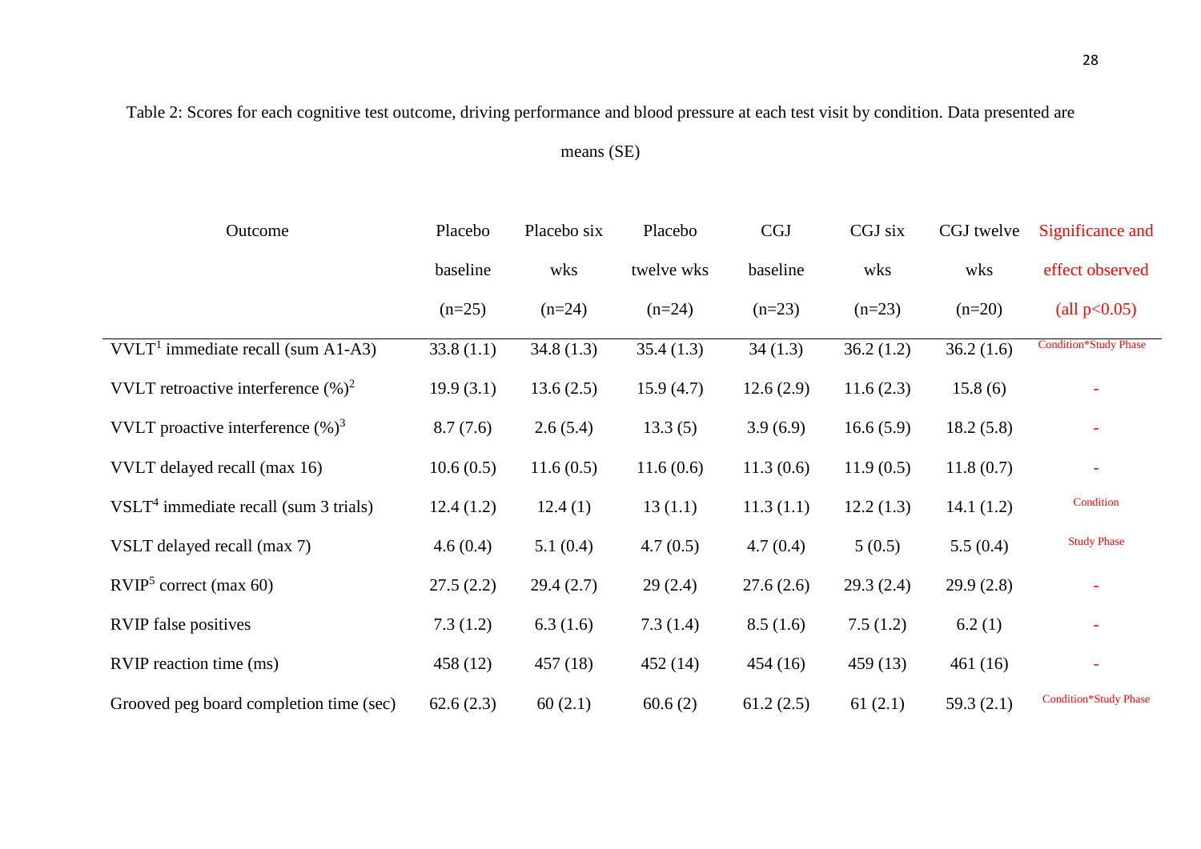Table 2: Scores for each cognitive test outcome, driving performance and blood pressure at each test visit by condition. Data presented are means (SE)

| Outcome | Placebo baseline (n=25) | Placebo six wks (n=24) | Placebo twelve wks (n=24) | CGJ baseline (n=23) | CGJ six wks (n=23) | CGJ twelve wks (n=20) | Significance and effect observed (all p<0.05) |
|---|---|---|---|---|---|---|---|
| VVLT[1] immediate recall (sum A1-A3) | 33.8 (1.1) | 34.8 (1.3) | 35.4 (1.3) | 34 (1.3) | 36.2 (1.2) | 36.2 (1.6) | Condition*Study Phase |
| VVLT retroactive interference (%)[2] | 19.9 (3.1) | 13.6 (2.5) | 15.9 (4.7) | 12.6 (2.9) | 11.6 (2.3) | 15.8 (6) | - |
| VVLT proactive interference (%)[3] | 8.7 (7.6) | 2.6 (5.4) | 13.3 (5) | 3.9 (6.9) | 16.6 (5.9) | 18.2 (5.8) | - |
| VVLT delayed recall (max 16) | 10.6 (0.5) | 11.6 (0.5) | 11.6 (0.6) | 11.3 (0.6) | 11.9 (0.5) | 11.8 (0.7) | - |
| VSLT[4] immediate recall (sum 3 trials) | 12.4 (1.2) | 12.4 (1) | 13 (1.1) | 11.3 (1.1) | 12.2 (1.3) | 14.1 (1.2) | Condition |
| VSLT delayed recall (max 7) | 4.6 (0.4) | 5.1 (0.4) | 4.7 (0.5) | 4.7 (0.4) | 5 (0.5) | 5.5 (0.4) | Study Phase |
| RVIP[5] correct (max 60) | 27.5 (2.2) | 29.4 (2.7) | 29 (2.4) | 27.6 (2.6) | 29.3 (2.4) | 29.9 (2.8) | - |
| RVIP false positives | 7.3 (1.2) | 6.3 (1.6) | 7.3 (1.4) | 8.5 (1.6) | 7.5 (1.2) | 6.2 (1) | - |
| RVIP reaction time (ms) | 458 (12) | 457 (18) | 452 (14) | 454 (16) | 459 (13) | 461 (16) | - |
| Grooved peg board completion time (sec) | 62.6 (2.3) | 60 (2.1) | 60.6 (2) | 61.2 (2.5) | 61 (2.1) | 59.3 (2.1) | Condition*Study Phase |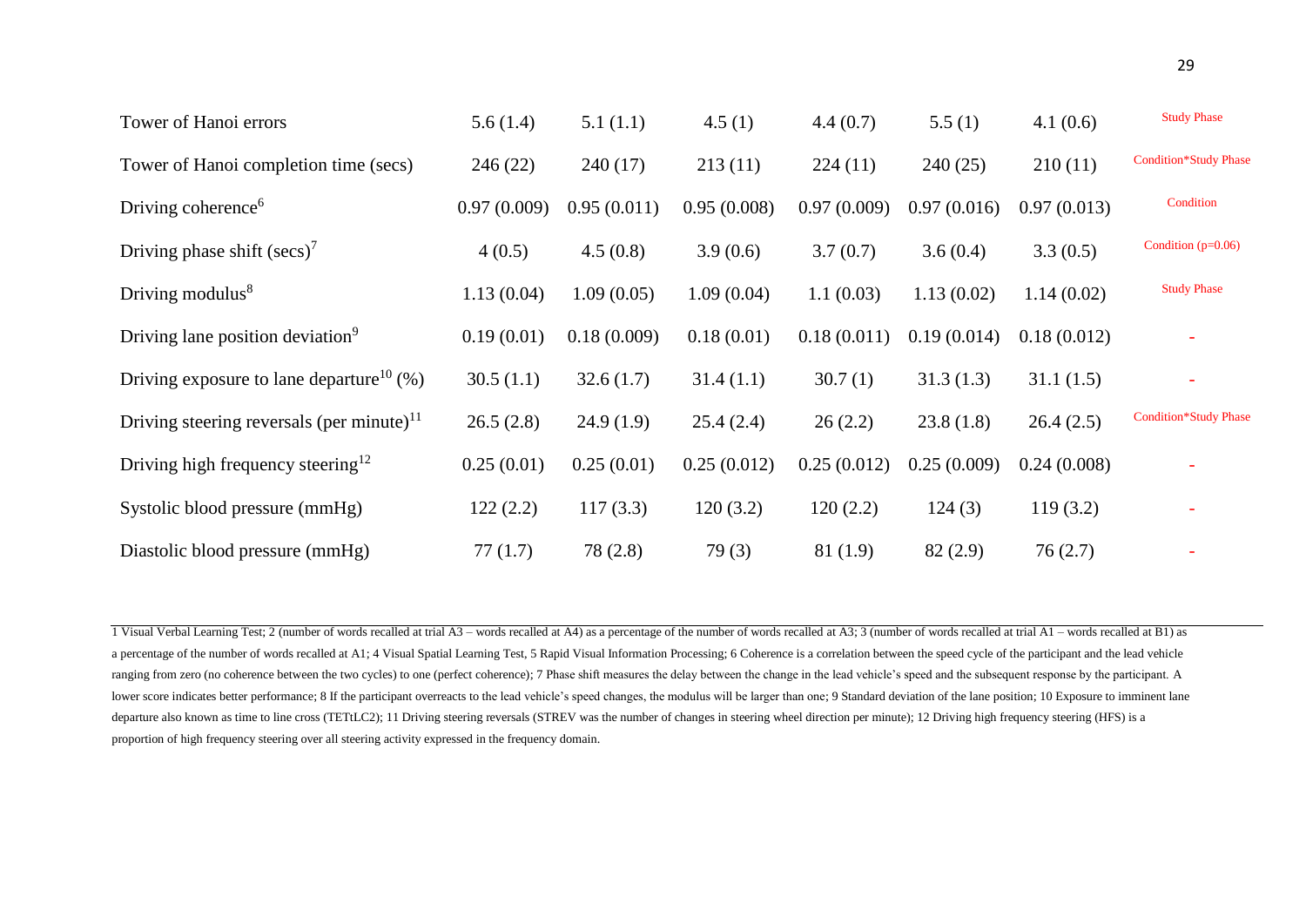| | | | | | | | |
|---|---|---|---|---|---|---|---|
| Tower of Hanoi errors | 5.6 (1.4) | 5.1 (1.1) | 4.5 (1) | 4.4 (0.7) | 5.5 (1) | 4.1 (0.6) | Study Phase |
| Tower of Hanoi completion time (secs) | 246 (22) | 240 (17) | 213 (11) | 224 (11) | 240 (25) | 210 (11) | Condition*Study Phase |
| Driving coherence[6] | 0.97 (0.009) | 0.95 (0.011) | 0.95 (0.008) | 0.97 (0.009) | 0.97 (0.016) | 0.97 (0.013) | Condition |
| Driving phase shift (secs)[7] | 4 (0.5) | 4.5 (0.8) | 3.9 (0.6) | 3.7 (0.7) | 3.6 (0.4) | 3.3 (0.5) | Condition (p=0.06) |
| Driving modulus[8] | 1.13 (0.04) | 1.09 (0.05) | 1.09 (0.04) | 1.1 (0.03) | 1.13 (0.02) | 1.14 (0.02) | Study Phase |
| Driving lane position deviation[9] | 0.19 (0.01) | 0.18 (0.009) | 0.18 (0.01) | 0.18 (0.011) | 0.19 (0.014) | 0.18 (0.012) | - |
| Driving exposure to lane departure[10] (%) | 30.5 (1.1) | 32.6 (1.7) | 31.4 (1.1) | 30.7 (1) | 31.3 (1.3) | 31.1 (1.5) | - |
| Driving steering reversals (per minute)[11] | 26.5 (2.8) | 24.9 (1.9) | 25.4 (2.4) | 26 (2.2) | 23.8 (1.8) | 26.4 (2.5) | Condition*Study Phase |
| Driving high frequency steering[12] | 0.25 (0.01) | 0.25 (0.01) | 0.25 (0.012) | 0.25 (0.012) | 0.25 (0.009) | 0.24 (0.008) | - |
| Systolic blood pressure (mmHg) | 122 (2.2) | 117 (3.3) | 120 (3.2) | 120 (2.2) | 124 (3) | 119 (3.2) | - |
| Diastolic blood pressure (mmHg) | 77 (1.7) | 78 (2.8) | 79 (3) | 81 (1.9) | 82 (2.9) | 76 (2.7) | - |

1 Visual Verbal Learning Test; 2 (number of words recalled at trial A3 – words recalled at A4) as a percentage of the number of words recalled at A3; 3 (number of words recalled at trial A1 – words recalled at B1) as a percentage of the number of words recalled at A1; 4 Visual Spatial Learning Test, 5 Rapid Visual Information Processing; 6 Coherence is a correlation between the speed cycle of the participant and the lead vehicle ranging from zero (no coherence between the two cycles) to one (perfect coherence); 7 Phase shift measures the delay between the change in the lead vehicle's speed and the subsequent response by the participant. A lower score indicates better performance; 8 If the participant overreacts to the lead vehicle's speed changes, the modulus will be larger than one; 9 Standard deviation of the lane position; 10 Exposure to imminent lane departure also known as time to line cross (TETtLC2); 11 Driving steering reversals (STREV was the number of changes in steering wheel direction per minute); 12 Driving high frequency steering (HFS) is a proportion of high frequency steering over all steering activity expressed in the frequency domain.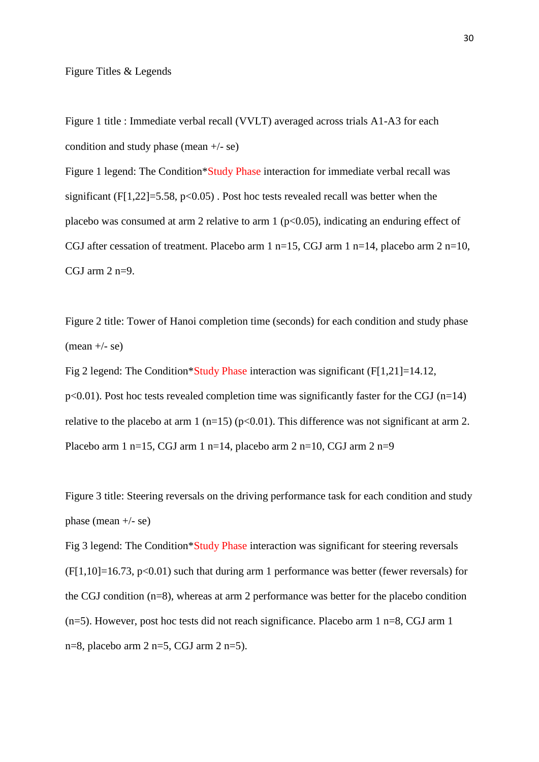Figure Titles & Legends

Figure 1 title : Immediate verbal recall (VVLT) averaged across trials A1-A3 for each condition and study phase (mean +/- se)

Figure 1 legend: The Condition*Study Phase interaction for immediate verbal recall was significant ($F[1,22]=5.58$, $p<0.05$) . Post hoc tests revealed recall was better when the placebo was consumed at arm 2 relative to arm 1 ($p<0.05$), indicating an enduring effect of CGJ after cessation of treatment. Placebo arm 1 n=15, CGJ arm 1 n=14, placebo arm 2 n=10, CGJ arm 2 n=9.

Figure 2 title: Tower of Hanoi completion time (seconds) for each condition and study phase (mean +/- se)

Fig 2 legend: The Condition*Study Phase interaction was significant ($F[1,21]=14.12$, $p<0.01$). Post hoc tests revealed completion time was significantly faster for the CGJ (n=14) relative to the placebo at arm 1 (n=15) ($p<0.01$). This difference was not significant at arm 2. Placebo arm 1 n=15, CGJ arm 1 n=14, placebo arm 2 n=10, CGJ arm 2 n=9

Figure 3 title: Steering reversals on the driving performance task for each condition and study phase (mean +/- se)

Fig 3 legend: The Condition*Study Phase interaction was significant for steering reversals ($F[1,10]=16.73$, $p<0.01$) such that during arm 1 performance was better (fewer reversals) for the CGJ condition (n=8), whereas at arm 2 performance was better for the placebo condition (n=5). However, post hoc tests did not reach significance. Placebo arm 1 n=8, CGJ arm 1 n=8, placebo arm 2 n=5, CGJ arm 2 n=5).